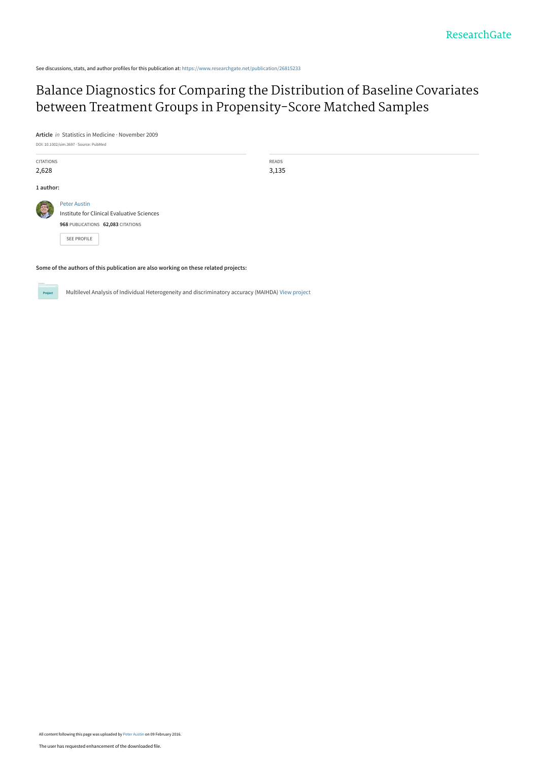See discussions, stats, and author profiles for this publication at: https://www.researchgate.net/publication/26815233

# Balance Diagnostics for Comparing the Distribution of Baseline Covariates between Treatment Groups in Propensity-Score Matched Samples

**Article** *in* Statistics in Medicine · November 2009

DOI: 10.1002/sim.3697 · Source: PubMed

| CITATIONS | READS |
|---|---|
| 2,628 | 3,135 |

**1 author:**

Peter Austin
Institute for Clinical Evaluative Sciences
**968** PUBLICATIONS **62,083** CITATIONS

SEE PROFILE

**Some of the authors of this publication are also working on these related projects:**

Multilevel Analysis of Individual Heterogeneity and discriminatory accuracy (MAIHDA) View project

All content following this page was uploaded by Peter Austin on 09 February 2016.

The user has requested enhancement of the downloaded file.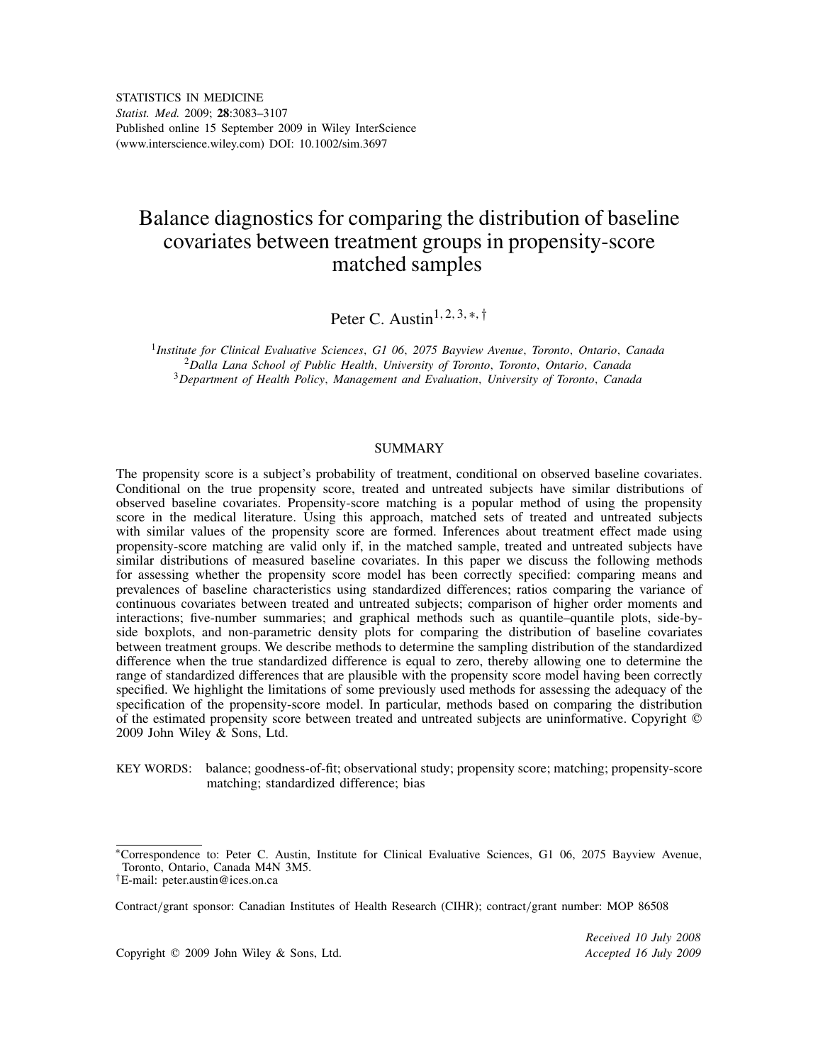STATISTICS IN MEDICINE
*Statist. Med.* 2009; **28**:3083–3107
Published online 15 September 2009 in Wiley InterScience
(www.interscience.wiley.com) DOI: 10.1002/sim.3697

# Balance diagnostics for comparing the distribution of baseline covariates between treatment groups in propensity-score matched samples

Peter C. Austin[1,2,3,*,†]

[1]*Institute for Clinical Evaluative Sciences, G1 06, 2075 Bayview Avenue, Toronto, Ontario, Canada*
[2]*Dalla Lana School of Public Health, University of Toronto, Toronto, Ontario, Canada*
[3]*Department of Health Policy, Management and Evaluation, University of Toronto, Canada*

## SUMMARY

The propensity score is a subject's probability of treatment, conditional on observed baseline covariates. Conditional on the true propensity score, treated and untreated subjects have similar distributions of observed baseline covariates. Propensity-score matching is a popular method of using the propensity score in the medical literature. Using this approach, matched sets of treated and untreated subjects with similar values of the propensity score are formed. Inferences about treatment effect made using propensity-score matching are valid only if, in the matched sample, treated and untreated subjects have similar distributions of measured baseline covariates. In this paper we discuss the following methods for assessing whether the propensity score model has been correctly specified: comparing means and prevalences of baseline characteristics using standardized differences; ratios comparing the variance of continuous covariates between treated and untreated subjects; comparison of higher order moments and interactions; five-number summaries; and graphical methods such as quantile–quantile plots, side-by-side boxplots, and non-parametric density plots for comparing the distribution of baseline covariates between treatment groups. We describe methods to determine the sampling distribution of the standardized difference when the true standardized difference is equal to zero, thereby allowing one to determine the range of standardized differences that are plausible with the propensity score model having been correctly specified. We highlight the limitations of some previously used methods for assessing the adequacy of the specification of the propensity-score model. In particular, methods based on comparing the distribution of the estimated propensity score between treated and untreated subjects are uninformative. Copyright © 2009 John Wiley & Sons, Ltd.

KEY WORDS: balance; goodness-of-fit; observational study; propensity score; matching; propensity-score matching; standardized difference; bias

*Correspondence to: Peter C. Austin, Institute for Clinical Evaluative Sciences, G1 06, 2075 Bayview Avenue, Toronto, Ontario, Canada M4N 3M5.
†E-mail: peter.austin@ices.on.ca

Contract/grant sponsor: Canadian Institutes of Health Research (CIHR); contract/grant number: MOP 86508

Copyright © 2009 John Wiley & Sons, Ltd.

*Received 10 July 2008*
*Accepted 16 July 2009*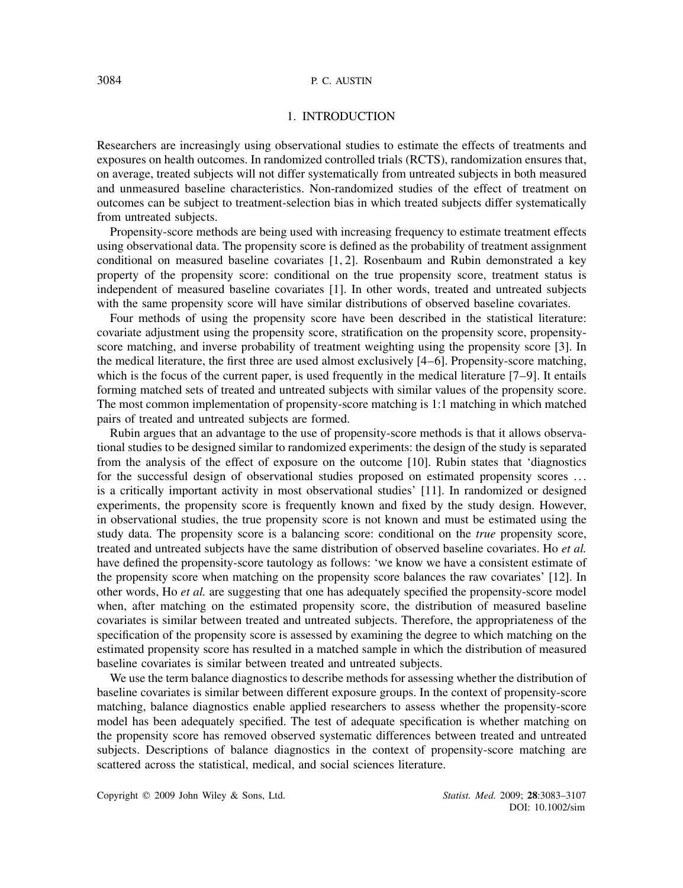## 1. INTRODUCTION

Researchers are increasingly using observational studies to estimate the effects of treatments and exposures on health outcomes. In randomized controlled trials (RCTS), randomization ensures that, on average, treated subjects will not differ systematically from untreated subjects in both measured and unmeasured baseline characteristics. Non-randomized studies of the effect of treatment on outcomes can be subject to treatment-selection bias in which treated subjects differ systematically from untreated subjects.

Propensity-score methods are being used with increasing frequency to estimate treatment effects using observational data. The propensity score is defined as the probability of treatment assignment conditional on measured baseline covariates [1, 2]. Rosenbaum and Rubin demonstrated a key property of the propensity score: conditional on the true propensity score, treatment status is independent of measured baseline covariates [1]. In other words, treated and untreated subjects with the same propensity score will have similar distributions of observed baseline covariates.

Four methods of using the propensity score have been described in the statistical literature: covariate adjustment using the propensity score, stratification on the propensity score, propensity-score matching, and inverse probability of treatment weighting using the propensity score [3]. In the medical literature, the first three are used almost exclusively [4–6]. Propensity-score matching, which is the focus of the current paper, is used frequently in the medical literature [7–9]. It entails forming matched sets of treated and untreated subjects with similar values of the propensity score. The most common implementation of propensity-score matching is 1:1 matching in which matched pairs of treated and untreated subjects are formed.

Rubin argues that an advantage to the use of propensity-score methods is that it allows observational studies to be designed similar to randomized experiments: the design of the study is separated from the analysis of the effect of exposure on the outcome [10]. Rubin states that 'diagnostics for the successful design of observational studies proposed on estimated propensity scores … is a critically important activity in most observational studies' [11]. In randomized or designed experiments, the propensity score is frequently known and fixed by the study design. However, in observational studies, the true propensity score is not known and must be estimated using the study data. The propensity score is a balancing score: conditional on the *true* propensity score, treated and untreated subjects have the same distribution of observed baseline covariates. Ho *et al.* have defined the propensity-score tautology as follows: 'we know we have a consistent estimate of the propensity score when matching on the propensity score balances the raw covariates' [12]. In other words, Ho *et al.* are suggesting that one has adequately specified the propensity-score model when, after matching on the estimated propensity score, the distribution of measured baseline covariates is similar between treated and untreated subjects. Therefore, the appropriateness of the specification of the propensity score is assessed by examining the degree to which matching on the estimated propensity score has resulted in a matched sample in which the distribution of measured baseline covariates is similar between treated and untreated subjects.

We use the term balance diagnostics to describe methods for assessing whether the distribution of baseline covariates is similar between different exposure groups. In the context of propensity-score matching, balance diagnostics enable applied researchers to assess whether the propensity-score model has been adequately specified. The test of adequate specification is whether matching on the propensity score has removed observed systematic differences between treated and untreated subjects. Descriptions of balance diagnostics in the context of propensity-score matching are scattered across the statistical, medical, and social sciences literature.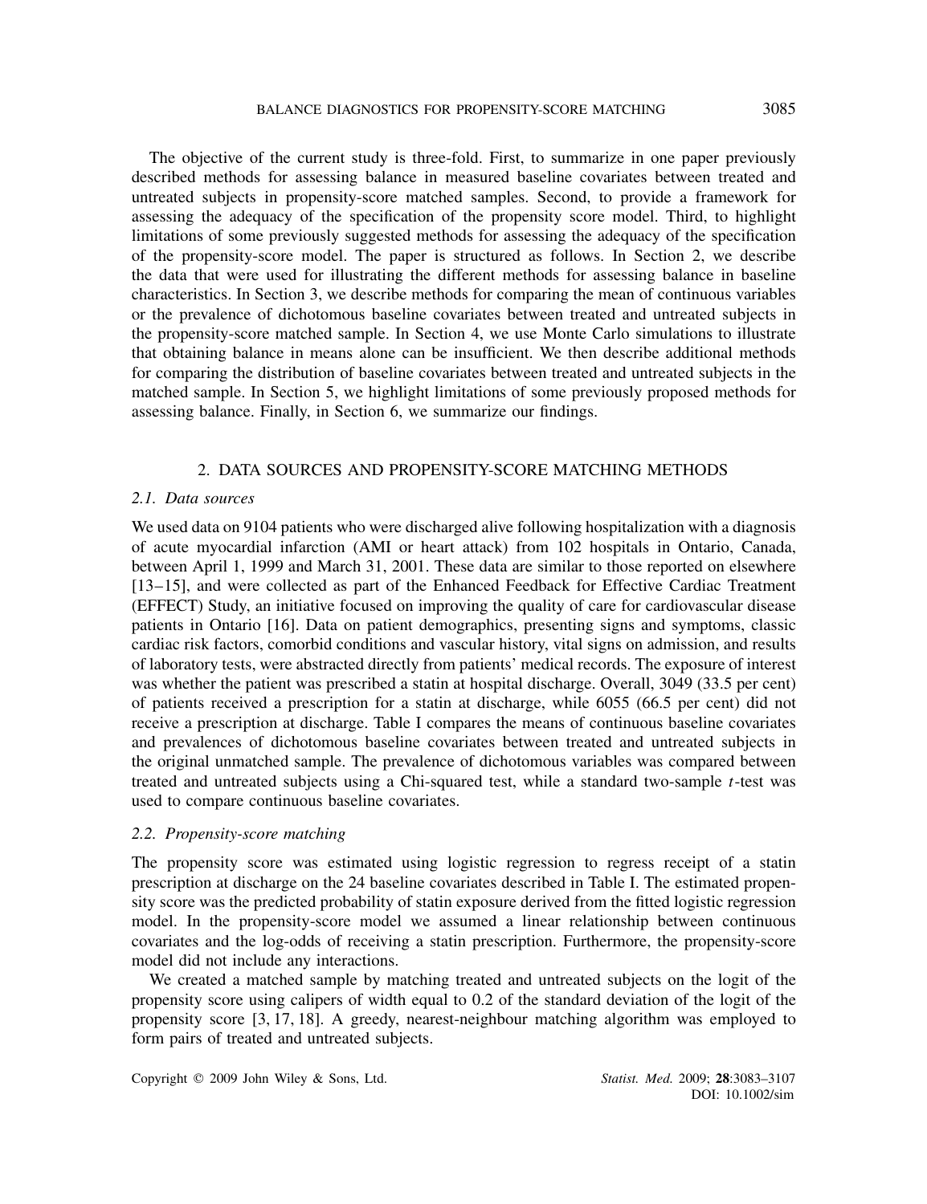The objective of the current study is three-fold. First, to summarize in one paper previously described methods for assessing balance in measured baseline covariates between treated and untreated subjects in propensity-score matched samples. Second, to provide a framework for assessing the adequacy of the specification of the propensity score model. Third, to highlight limitations of some previously suggested methods for assessing the adequacy of the specification of the propensity-score model. The paper is structured as follows. In Section 2, we describe the data that were used for illustrating the different methods for assessing balance in baseline characteristics. In Section 3, we describe methods for comparing the mean of continuous variables or the prevalence of dichotomous baseline covariates between treated and untreated subjects in the propensity-score matched sample. In Section 4, we use Monte Carlo simulations to illustrate that obtaining balance in means alone can be insufficient. We then describe additional methods for comparing the distribution of baseline covariates between treated and untreated subjects in the matched sample. In Section 5, we highlight limitations of some previously proposed methods for assessing balance. Finally, in Section 6, we summarize our findings.

## 2. DATA SOURCES AND PROPENSITY-SCORE MATCHING METHODS

### *2.1. Data sources*

We used data on 9104 patients who were discharged alive following hospitalization with a diagnosis of acute myocardial infarction (AMI or heart attack) from 102 hospitals in Ontario, Canada, between April 1, 1999 and March 31, 2001. These data are similar to those reported on elsewhere [13–15], and were collected as part of the Enhanced Feedback for Effective Cardiac Treatment (EFFECT) Study, an initiative focused on improving the quality of care for cardiovascular disease patients in Ontario [16]. Data on patient demographics, presenting signs and symptoms, classic cardiac risk factors, comorbid conditions and vascular history, vital signs on admission, and results of laboratory tests, were abstracted directly from patients' medical records. The exposure of interest was whether the patient was prescribed a statin at hospital discharge. Overall, 3049 (33.5 per cent) of patients received a prescription for a statin at discharge, while 6055 (66.5 per cent) did not receive a prescription at discharge. Table I compares the means of continuous baseline covariates and prevalences of dichotomous baseline covariates between treated and untreated subjects in the original unmatched sample. The prevalence of dichotomous variables was compared between treated and untreated subjects using a Chi-squared test, while a standard two-sample $t$-test was used to compare continuous baseline covariates.

### *2.2. Propensity-score matching*

The propensity score was estimated using logistic regression to regress receipt of a statin prescription at discharge on the 24 baseline covariates described in Table I. The estimated propensity score was the predicted probability of statin exposure derived from the fitted logistic regression model. In the propensity-score model we assumed a linear relationship between continuous covariates and the log-odds of receiving a statin prescription. Furthermore, the propensity-score model did not include any interactions.

We created a matched sample by matching treated and untreated subjects on the logit of the propensity score using calipers of width equal to 0.2 of the standard deviation of the logit of the propensity score [3, 17, 18]. A greedy, nearest-neighbour matching algorithm was employed to form pairs of treated and untreated subjects.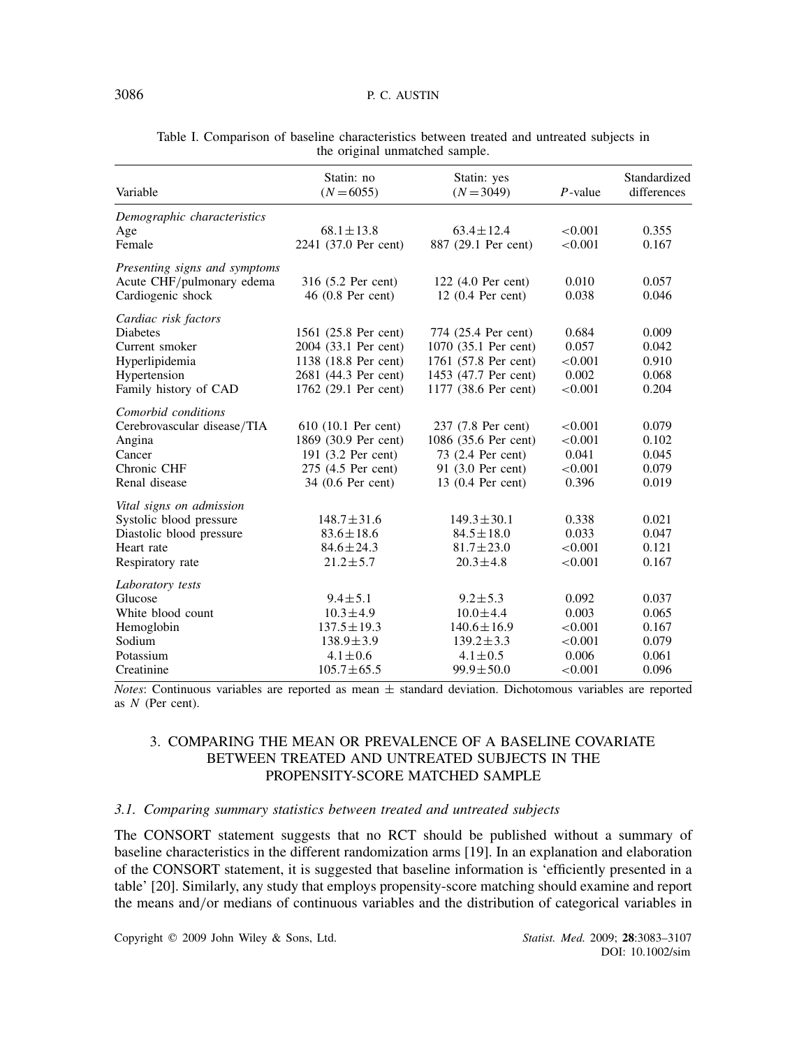Table I. Comparison of baseline characteristics between treated and untreated subjects in the original unmatched sample.

| Variable | Statin: no ($N=6055$) | Statin: yes ($N=3049$) | $P$-value | Standardized differences |
|---|---|---|---|---|
| *Demographic characteristics* | | | | |
| Age | $68.1\pm13.8$ | $63.4\pm12.4$ | <0.001 | 0.355 |
| Female | 2241 (37.0 Per cent) | 887 (29.1 Per cent) | <0.001 | 0.167 |
| *Presenting signs and symptoms* | | | | |
| Acute CHF/pulmonary edema | 316 (5.2 Per cent) | 122 (4.0 Per cent) | 0.010 | 0.057 |
| Cardiogenic shock | 46 (0.8 Per cent) | 12 (0.4 Per cent) | 0.038 | 0.046 |
| *Cardiac risk factors* | | | | |
| Diabetes | 1561 (25.8 Per cent) | 774 (25.4 Per cent) | 0.684 | 0.009 |
| Current smoker | 2004 (33.1 Per cent) | 1070 (35.1 Per cent) | 0.057 | 0.042 |
| Hyperlipidemia | 1138 (18.8 Per cent) | 1761 (57.8 Per cent) | <0.001 | 0.910 |
| Hypertension | 2681 (44.3 Per cent) | 1453 (47.7 Per cent) | 0.002 | 0.068 |
| Family history of CAD | 1762 (29.1 Per cent) | 1177 (38.6 Per cent) | <0.001 | 0.204 |
| *Comorbid conditions* | | | | |
| Cerebrovascular disease/TIA | 610 (10.1 Per cent) | 237 (7.8 Per cent) | <0.001 | 0.079 |
| Angina | 1869 (30.9 Per cent) | 1086 (35.6 Per cent) | <0.001 | 0.102 |
| Cancer | 191 (3.2 Per cent) | 73 (2.4 Per cent) | 0.041 | 0.045 |
| Chronic CHF | 275 (4.5 Per cent) | 91 (3.0 Per cent) | <0.001 | 0.079 |
| Renal disease | 34 (0.6 Per cent) | 13 (0.4 Per cent) | 0.396 | 0.019 |
| *Vital signs on admission* | | | | |
| Systolic blood pressure | $148.7\pm31.6$ | $149.3\pm30.1$ | 0.338 | 0.021 |
| Diastolic blood pressure | $83.6\pm18.6$ | $84.5\pm18.0$ | 0.033 | 0.047 |
| Heart rate | $84.6\pm24.3$ | $81.7\pm23.0$ | <0.001 | 0.121 |
| Respiratory rate | $21.2\pm5.7$ | $20.3\pm4.8$ | <0.001 | 0.167 |
| *Laboratory tests* | | | | |
| Glucose | $9.4\pm5.1$ | $9.2\pm5.3$ | 0.092 | 0.037 |
| White blood count | $10.3\pm4.9$ | $10.0\pm4.4$ | 0.003 | 0.065 |
| Hemoglobin | $137.5\pm19.3$ | $140.6\pm16.9$ | <0.001 | 0.167 |
| Sodium | $138.9\pm3.9$ | $139.2\pm3.3$ | <0.001 | 0.079 |
| Potassium | $4.1\pm0.6$ | $4.1\pm0.5$ | 0.006 | 0.061 |
| Creatinine | $105.7\pm65.5$ | $99.9\pm50.0$ | <0.001 | 0.096 |

*Notes*: Continuous variables are reported as mean $\pm$ standard deviation. Dichotomous variables are reported as $N$ (Per cent).

## 3. COMPARING THE MEAN OR PREVALENCE OF A BASELINE COVARIATE BETWEEN TREATED AND UNTREATED SUBJECTS IN THE PROPENSITY-SCORE MATCHED SAMPLE

### 3.1. Comparing summary statistics between treated and untreated subjects

The CONSORT statement suggests that no RCT should be published without a summary of baseline characteristics in the different randomization arms [19]. In an explanation and elaboration of the CONSORT statement, it is suggested that baseline information is 'efficiently presented in a table' [20]. Similarly, any study that employs propensity-score matching should examine and report the means and/or medians of continuous variables and the distribution of categorical variables in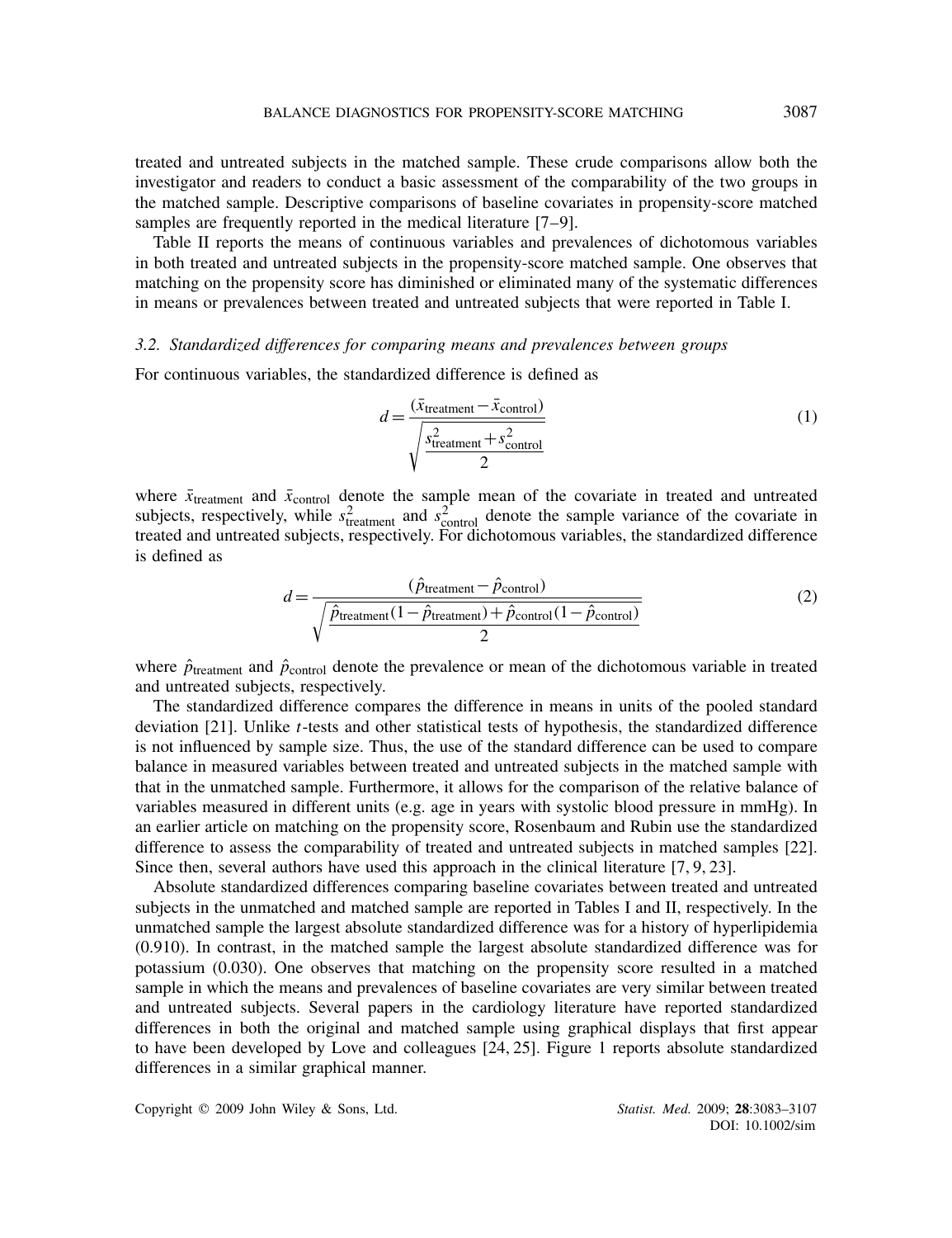treated and untreated subjects in the matched sample. These crude comparisons allow both the investigator and readers to conduct a basic assessment of the comparability of the two groups in the matched sample. Descriptive comparisons of baseline covariates in propensity-score matched samples are frequently reported in the medical literature [7–9].

Table II reports the means of continuous variables and prevalences of dichotomous variables in both treated and untreated subjects in the propensity-score matched sample. One observes that matching on the propensity score has diminished or eliminated many of the systematic differences in means or prevalences between treated and untreated subjects that were reported in Table I.

### *3.2. Standardized differences for comparing means and prevalences between groups*

For continuous variables, the standardized difference is defined as

$$d = \frac{(\bar{x}_{\text{treatment}} - \bar{x}_{\text{control}})}{\sqrt{\dfrac{s^2_{\text{treatment}} + s^2_{\text{control}}}{2}}} \tag{1}$$

where $\bar{x}_{\text{treatment}}$ and $\bar{x}_{\text{control}}$ denote the sample mean of the covariate in treated and untreated subjects, respectively, while $s^2_{\text{treatment}}$ and $s^2_{\text{control}}$ denote the sample variance of the covariate in treated and untreated subjects, respectively. For dichotomous variables, the standardized difference is defined as

$$d = \frac{(\hat{p}_{\text{treatment}} - \hat{p}_{\text{control}})}{\sqrt{\dfrac{\hat{p}_{\text{treatment}}(1-\hat{p}_{\text{treatment}}) + \hat{p}_{\text{control}}(1-\hat{p}_{\text{control}})}{2}}} \tag{2}$$

where $\hat{p}_{\text{treatment}}$ and $\hat{p}_{\text{control}}$ denote the prevalence or mean of the dichotomous variable in treated and untreated subjects, respectively.

The standardized difference compares the difference in means in units of the pooled standard deviation [21]. Unlike *t*-tests and other statistical tests of hypothesis, the standardized difference is not influenced by sample size. Thus, the use of the standard difference can be used to compare balance in measured variables between treated and untreated subjects in the matched sample with that in the unmatched sample. Furthermore, it allows for the comparison of the relative balance of variables measured in different units (e.g. age in years with systolic blood pressure in mmHg). In an earlier article on matching on the propensity score, Rosenbaum and Rubin use the standardized difference to assess the comparability of treated and untreated subjects in matched samples [22]. Since then, several authors have used this approach in the clinical literature [7, 9, 23].

Absolute standardized differences comparing baseline covariates between treated and untreated subjects in the unmatched and matched sample are reported in Tables I and II, respectively. In the unmatched sample the largest absolute standardized difference was for a history of hyperlipidemia (0.910). In contrast, in the matched sample the largest absolute standardized difference was for potassium (0.030). One observes that matching on the propensity score resulted in a matched sample in which the means and prevalences of baseline covariates are very similar between treated and untreated subjects. Several papers in the cardiology literature have reported standardized differences in both the original and matched sample using graphical displays that first appear to have been developed by Love and colleagues [24, 25]. Figure 1 reports absolute standardized differences in a similar graphical manner.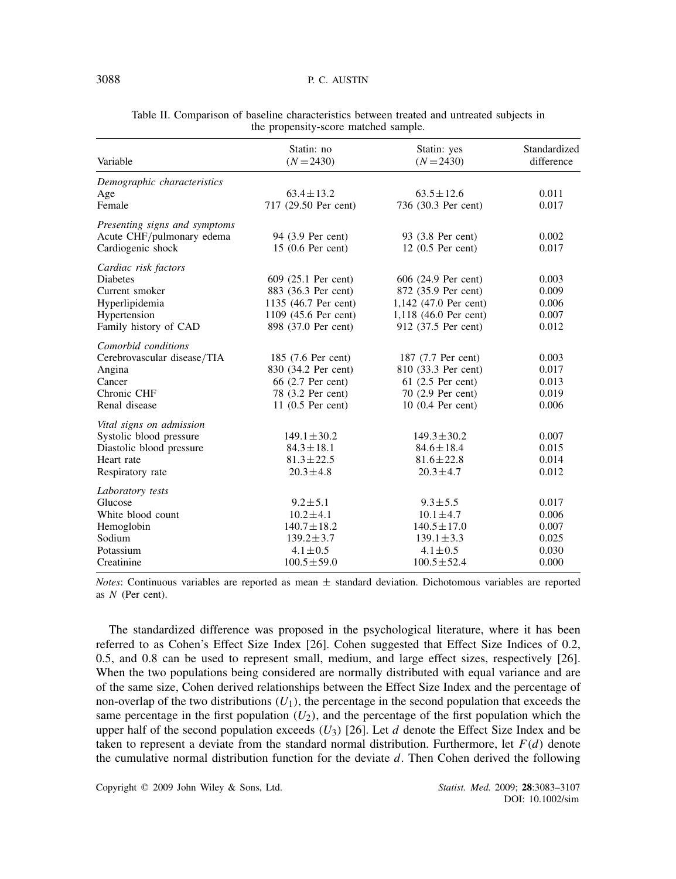Table II. Comparison of baseline characteristics between treated and untreated subjects in the propensity-score matched sample.

| Variable | Statin: no ($N=2430$) | Statin: yes ($N=2430$) | Standardized difference |
|---|---|---|---|
| *Demographic characteristics* | | | |
| Age | 63.4±13.2 | 63.5±12.6 | 0.011 |
| Female | 717 (29.50 Per cent) | 736 (30.3 Per cent) | 0.017 |
| *Presenting signs and symptoms* | | | |
| Acute CHF/pulmonary edema | 94 (3.9 Per cent) | 93 (3.8 Per cent) | 0.002 |
| Cardiogenic shock | 15 (0.6 Per cent) | 12 (0.5 Per cent) | 0.017 |
| *Cardiac risk factors* | | | |
| Diabetes | 609 (25.1 Per cent) | 606 (24.9 Per cent) | 0.003 |
| Current smoker | 883 (36.3 Per cent) | 872 (35.9 Per cent) | 0.009 |
| Hyperlipidemia | 1135 (46.7 Per cent) | 1,142 (47.0 Per cent) | 0.006 |
| Hypertension | 1109 (45.6 Per cent) | 1,118 (46.0 Per cent) | 0.007 |
| Family history of CAD | 898 (37.0 Per cent) | 912 (37.5 Per cent) | 0.012 |
| *Comorbid conditions* | | | |
| Cerebrovascular disease/TIA | 185 (7.6 Per cent) | 187 (7.7 Per cent) | 0.003 |
| Angina | 830 (34.2 Per cent) | 810 (33.3 Per cent) | 0.017 |
| Cancer | 66 (2.7 Per cent) | 61 (2.5 Per cent) | 0.013 |
| Chronic CHF | 78 (3.2 Per cent) | 70 (2.9 Per cent) | 0.019 |
| Renal disease | 11 (0.5 Per cent) | 10 (0.4 Per cent) | 0.006 |
| *Vital signs on admission* | | | |
| Systolic blood pressure | 149.1±30.2 | 149.3±30.2 | 0.007 |
| Diastolic blood pressure | 84.3±18.1 | 84.6±18.4 | 0.015 |
| Heart rate | 81.3±22.5 | 81.6±22.8 | 0.014 |
| Respiratory rate | 20.3±4.8 | 20.3±4.7 | 0.012 |
| *Laboratory tests* | | | |
| Glucose | 9.2±5.1 | 9.3±5.5 | 0.017 |
| White blood count | 10.2±4.1 | 10.1±4.7 | 0.006 |
| Hemoglobin | 140.7±18.2 | 140.5±17.0 | 0.007 |
| Sodium | 139.2±3.7 | 139.1±3.3 | 0.025 |
| Potassium | 4.1±0.5 | 4.1±0.5 | 0.030 |
| Creatinine | 100.5±59.0 | 100.5±52.4 | 0.000 |

*Notes*: Continuous variables are reported as mean ± standard deviation. Dichotomous variables are reported as $N$ (Per cent).

The standardized difference was proposed in the psychological literature, where it has been referred to as Cohen's Effect Size Index [26]. Cohen suggested that Effect Size Indices of 0.2, 0.5, and 0.8 can be used to represent small, medium, and large effect sizes, respectively [26]. When the two populations being considered are normally distributed with equal variance and are of the same size, Cohen derived relationships between the Effect Size Index and the percentage of non-overlap of the two distributions ($U_1$), the percentage in the second population that exceeds the same percentage in the first population ($U_2$), and the percentage of the first population which the upper half of the second population exceeds ($U_3$) [26]. Let $d$ denote the Effect Size Index and be taken to represent a deviate from the standard normal distribution. Furthermore, let $F(d)$ denote the cumulative normal distribution function for the deviate $d$. Then Cohen derived the following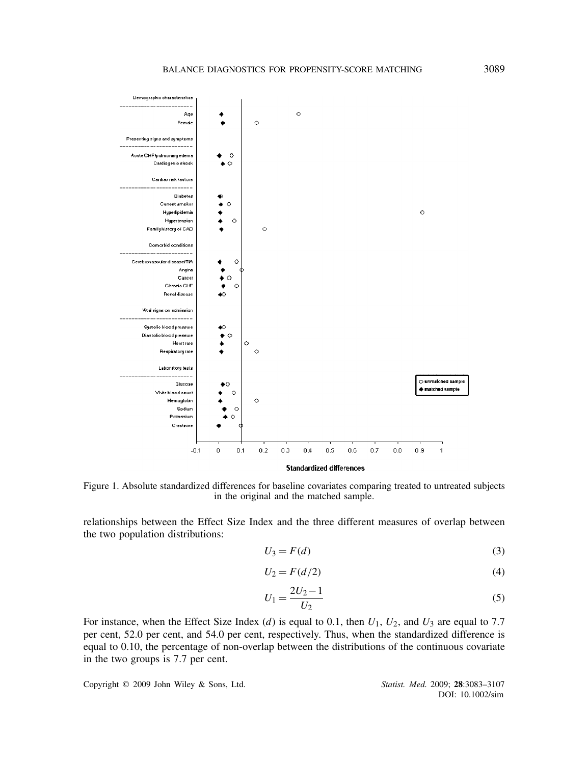Figure 1. Absolute standardized differences for baseline covariates comparing treated to untreated subjects in the original and the matched sample.

relationships between the Effect Size Index and the three different measures of overlap between the two population distributions:

$$U_3 = F(d) \tag{3}$$

$$U_2 = F(d/2) \tag{4}$$

$$U_1 = \frac{2U_2 - 1}{U_2} \tag{5}$$

For instance, when the Effect Size Index ($d$) is equal to 0.1, then $U_1$, $U_2$, and $U_3$ are equal to 7.7 per cent, 52.0 per cent, and 54.0 per cent, respectively. Thus, when the standardized difference is equal to 0.10, the percentage of non-overlap between the distributions of the continuous covariate in the two groups is 7.7 per cent.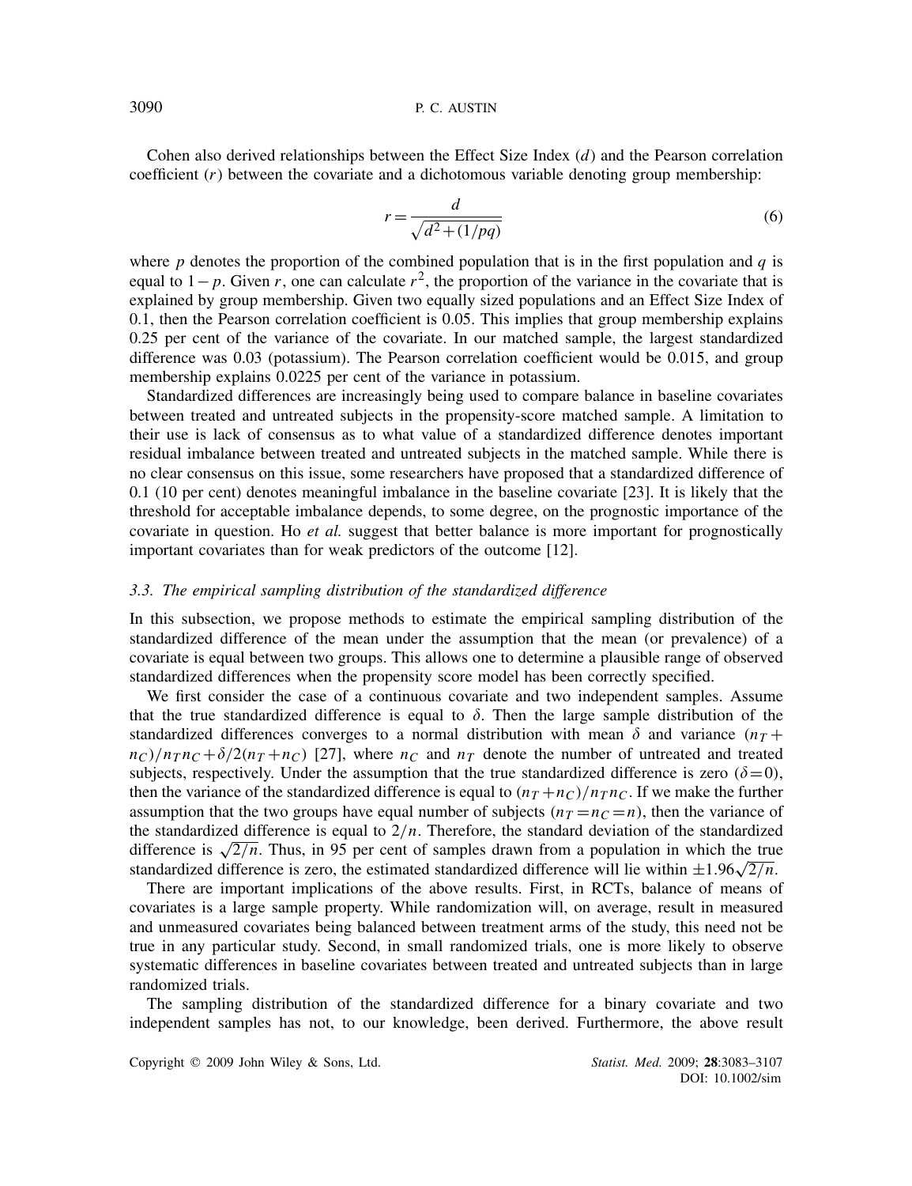Cohen also derived relationships between the Effect Size Index ($d$) and the Pearson correlation coefficient ($r$) between the covariate and a dichotomous variable denoting group membership:

$$r = \frac{d}{\sqrt{d^2 + (1/pq)}} \tag{6}$$

where $p$ denotes the proportion of the combined population that is in the first population and $q$ is equal to $1-p$. Given $r$, one can calculate $r^2$, the proportion of the variance in the covariate that is explained by group membership. Given two equally sized populations and an Effect Size Index of 0.1, then the Pearson correlation coefficient is 0.05. This implies that group membership explains 0.25 per cent of the variance of the covariate. In our matched sample, the largest standardized difference was 0.03 (potassium). The Pearson correlation coefficient would be 0.015, and group membership explains 0.0225 per cent of the variance in potassium.

Standardized differences are increasingly being used to compare balance in baseline covariates between treated and untreated subjects in the propensity-score matched sample. A limitation to their use is lack of consensus as to what value of a standardized difference denotes important residual imbalance between treated and untreated subjects in the matched sample. While there is no clear consensus on this issue, some researchers have proposed that a standardized difference of 0.1 (10 per cent) denotes meaningful imbalance in the baseline covariate [23]. It is likely that the threshold for acceptable imbalance depends, to some degree, on the prognostic importance of the covariate in question. Ho *et al.* suggest that better balance is more important for prognostically important covariates than for weak predictors of the outcome [12].

### 3.3. The empirical sampling distribution of the standardized difference

In this subsection, we propose methods to estimate the empirical sampling distribution of the standardized difference of the mean under the assumption that the mean (or prevalence) of a covariate is equal between two groups. This allows one to determine a plausible range of observed standardized differences when the propensity score model has been correctly specified.

We first consider the case of a continuous covariate and two independent samples. Assume that the true standardized difference is equal to $\delta$. Then the large sample distribution of the standardized differences converges to a normal distribution with mean $\delta$ and variance $(n_T + n_C)/n_T n_C + \delta/2(n_T + n_C)$ [27], where $n_C$ and $n_T$ denote the number of untreated and treated subjects, respectively. Under the assumption that the true standardized difference is zero ($\delta = 0$), then the variance of the standardized difference is equal to $(n_T + n_C)/n_T n_C$. If we make the further assumption that the two groups have equal number of subjects ($n_T = n_C = n$), then the variance of the standardized difference is equal to $2/n$. Therefore, the standard deviation of the standardized difference is $\sqrt{2/n}$. Thus, in 95 per cent of samples drawn from a population in which the true standardized difference is zero, the estimated standardized difference will lie within $\pm 1.96\sqrt{2/n}$.

There are important implications of the above results. First, in RCTs, balance of means of covariates is a large sample property. While randomization will, on average, result in measured and unmeasured covariates being balanced between treatment arms of the study, this need not be true in any particular study. Second, in small randomized trials, one is more likely to observe systematic differences in baseline covariates between treated and untreated subjects than in large randomized trials.

The sampling distribution of the standardized difference for a binary covariate and two independent samples has not, to our knowledge, been derived. Furthermore, the above result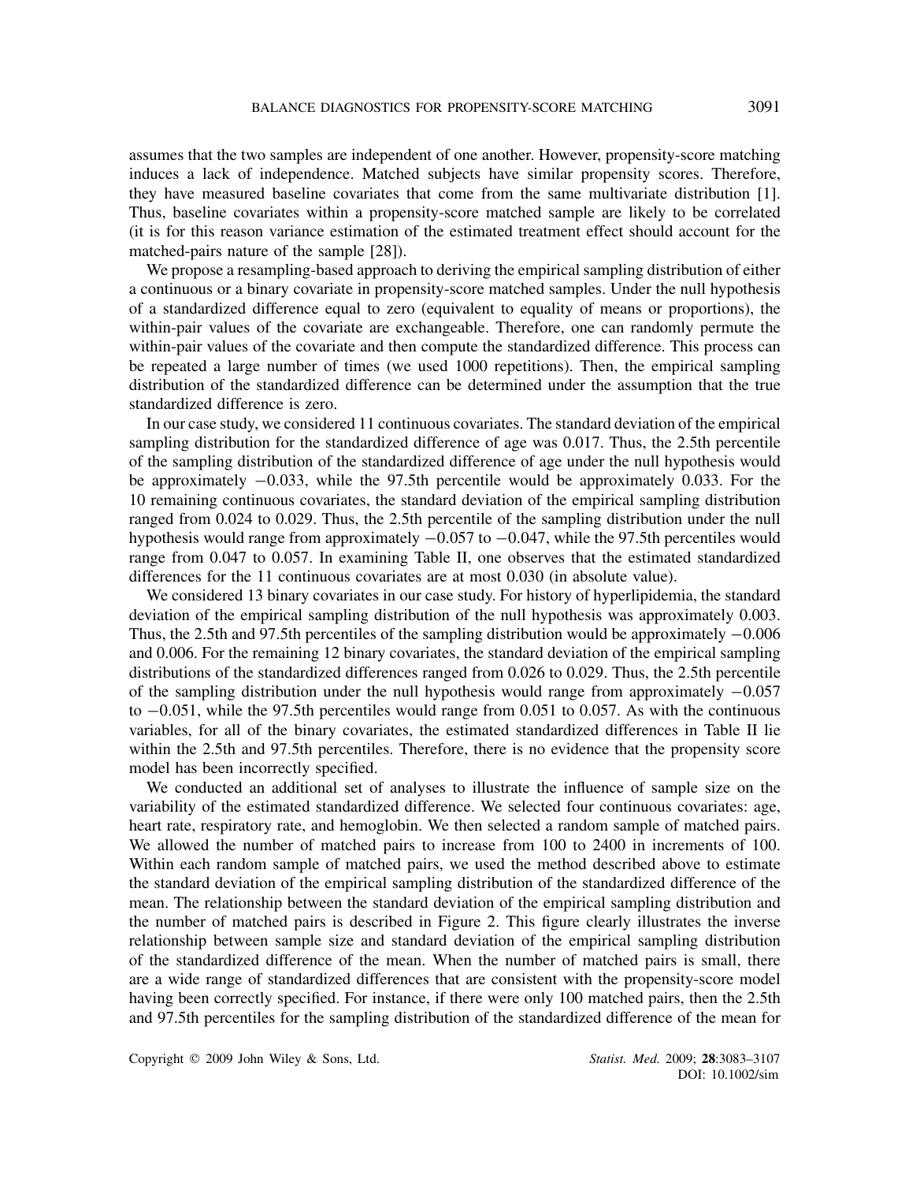assumes that the two samples are independent of one another. However, propensity-score matching induces a lack of independence. Matched subjects have similar propensity scores. Therefore, they have measured baseline covariates that come from the same multivariate distribution [1]. Thus, baseline covariates within a propensity-score matched sample are likely to be correlated (it is for this reason variance estimation of the estimated treatment effect should account for the matched-pairs nature of the sample [28]).

We propose a resampling-based approach to deriving the empirical sampling distribution of either a continuous or a binary covariate in propensity-score matched samples. Under the null hypothesis of a standardized difference equal to zero (equivalent to equality of means or proportions), the within-pair values of the covariate are exchangeable. Therefore, one can randomly permute the within-pair values of the covariate and then compute the standardized difference. This process can be repeated a large number of times (we used 1000 repetitions). Then, the empirical sampling distribution of the standardized difference can be determined under the assumption that the true standardized difference is zero.

In our case study, we considered 11 continuous covariates. The standard deviation of the empirical sampling distribution for the standardized difference of age was 0.017. Thus, the 2.5th percentile of the sampling distribution of the standardized difference of age under the null hypothesis would be approximately −0.033, while the 97.5th percentile would be approximately 0.033. For the 10 remaining continuous covariates, the standard deviation of the empirical sampling distribution ranged from 0.024 to 0.029. Thus, the 2.5th percentile of the sampling distribution under the null hypothesis would range from approximately −0.057 to −0.047, while the 97.5th percentiles would range from 0.047 to 0.057. In examining Table II, one observes that the estimated standardized differences for the 11 continuous covariates are at most 0.030 (in absolute value).

We considered 13 binary covariates in our case study. For history of hyperlipidemia, the standard deviation of the empirical sampling distribution of the null hypothesis was approximately 0.003. Thus, the 2.5th and 97.5th percentiles of the sampling distribution would be approximately −0.006 and 0.006. For the remaining 12 binary covariates, the standard deviation of the empirical sampling distributions of the standardized differences ranged from 0.026 to 0.029. Thus, the 2.5th percentile of the sampling distribution under the null hypothesis would range from approximately −0.057 to −0.051, while the 97.5th percentiles would range from 0.051 to 0.057. As with the continuous variables, for all of the binary covariates, the estimated standardized differences in Table II lie within the 2.5th and 97.5th percentiles. Therefore, there is no evidence that the propensity score model has been incorrectly specified.

We conducted an additional set of analyses to illustrate the influence of sample size on the variability of the estimated standardized difference. We selected four continuous covariates: age, heart rate, respiratory rate, and hemoglobin. We then selected a random sample of matched pairs. We allowed the number of matched pairs to increase from 100 to 2400 in increments of 100. Within each random sample of matched pairs, we used the method described above to estimate the standard deviation of the empirical sampling distribution of the standardized difference of the mean. The relationship between the standard deviation of the empirical sampling distribution and the number of matched pairs is described in Figure 2. This figure clearly illustrates the inverse relationship between sample size and standard deviation of the empirical sampling distribution of the standardized difference of the mean. When the number of matched pairs is small, there are a wide range of standardized differences that are consistent with the propensity-score model having been correctly specified. For instance, if there were only 100 matched pairs, then the 2.5th and 97.5th percentiles for the sampling distribution of the standardized difference of the mean for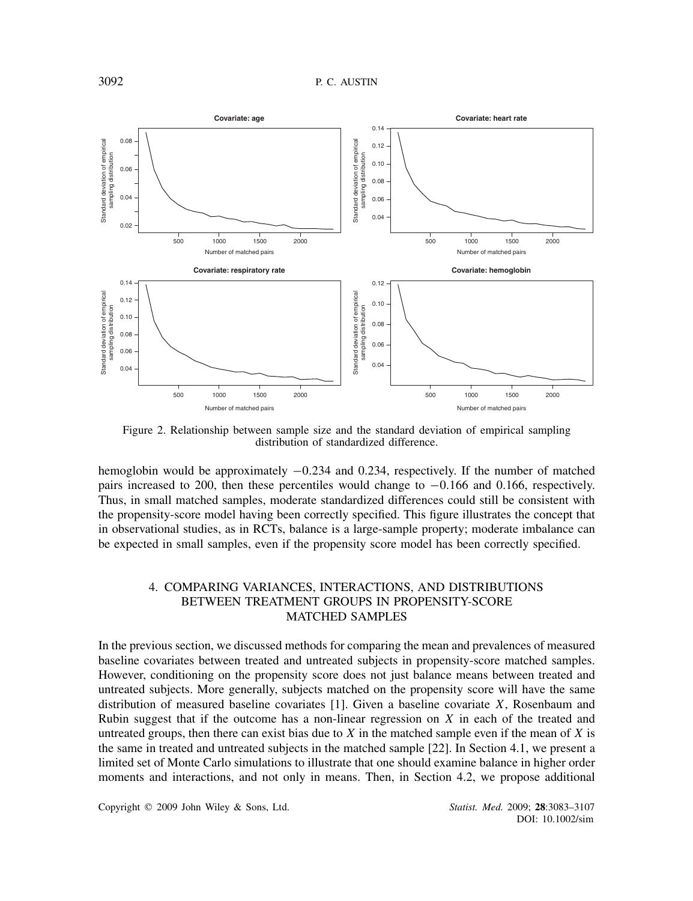Figure 2. Relationship between sample size and the standard deviation of empirical sampling distribution of standardized difference.

hemoglobin would be approximately −0.234 and 0.234, respectively. If the number of matched pairs increased to 200, then these percentiles would change to −0.166 and 0.166, respectively. Thus, in small matched samples, moderate standardized differences could still be consistent with the propensity-score model having been correctly specified. This figure illustrates the concept that in observational studies, as in RCTs, balance is a large-sample property; moderate imbalance can be expected in small samples, even if the propensity score model has been correctly specified.

## 4. COMPARING VARIANCES, INTERACTIONS, AND DISTRIBUTIONS BETWEEN TREATMENT GROUPS IN PROPENSITY-SCORE MATCHED SAMPLES

In the previous section, we discussed methods for comparing the mean and prevalences of measured baseline covariates between treated and untreated subjects in propensity-score matched samples. However, conditioning on the propensity score does not just balance means between treated and untreated subjects. More generally, subjects matched on the propensity score will have the same distribution of measured baseline covariates [1]. Given a baseline covariate $X$, Rosenbaum and Rubin suggest that if the outcome has a non-linear regression on $X$ in each of the treated and untreated groups, then there can exist bias due to $X$ in the matched sample even if the mean of $X$ is the same in treated and untreated subjects in the matched sample [22]. In Section 4.1, we present a limited set of Monte Carlo simulations to illustrate that one should examine balance in higher order moments and interactions, and not only in means. Then, in Section 4.2, we propose additional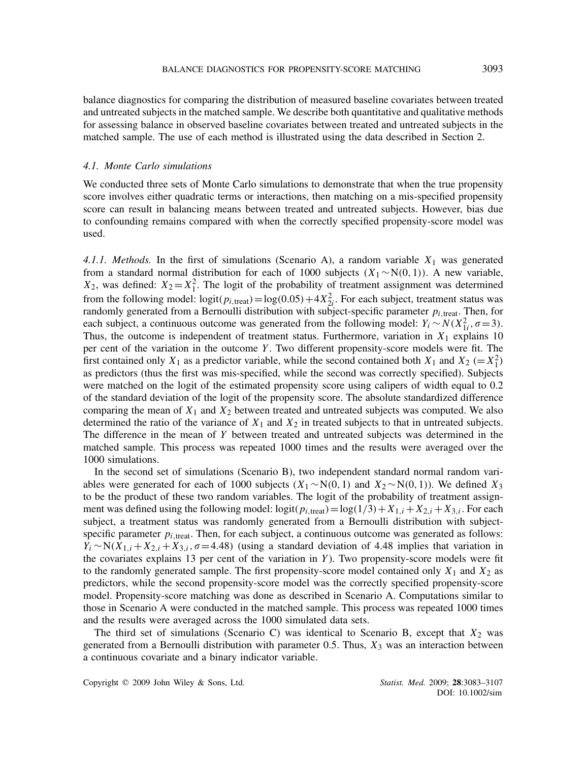balance diagnostics for comparing the distribution of measured baseline covariates between treated and untreated subjects in the matched sample. We describe both quantitative and qualitative methods for assessing balance in observed baseline covariates between treated and untreated subjects in the matched sample. The use of each method is illustrated using the data described in Section 2.

### *4.1. Monte Carlo simulations*

We conducted three sets of Monte Carlo simulations to demonstrate that when the true propensity score involves either quadratic terms or interactions, then matching on a mis-specified propensity score can result in balancing means between treated and untreated subjects. However, bias due to confounding remains compared with when the correctly specified propensity-score model was used.

*4.1.1. Methods.* In the first of simulations (Scenario A), a random variable $X_1$ was generated from a standard normal distribution for each of 1000 subjects ($X_1 \sim \mathrm{N}(0,1)$). A new variable, $X_2$, was defined: $X_2 = X_1^2$. The logit of the probability of treatment assignment was determined from the following model: $\mathrm{logit}(p_{i,\mathrm{treat}}) = \log(0.05) + 4X_{2i}^2$. For each subject, treatment status was randomly generated from a Bernoulli distribution with subject-specific parameter $p_{i,\mathrm{treat}}$. Then, for each subject, a continuous outcome was generated from the following model: $Y_i \sim N(X_{1i}^2, \sigma = 3)$. Thus, the outcome is independent of treatment status. Furthermore, variation in $X_1$ explains 10 per cent of the variation in the outcome $Y$. Two different propensity-score models were fit. The first contained only $X_1$ as a predictor variable, while the second contained both $X_1$ and $X_2$ ($= X_1^2$) as predictors (thus the first was mis-specified, while the second was correctly specified). Subjects were matched on the logit of the estimated propensity score using calipers of width equal to 0.2 of the standard deviation of the logit of the propensity score. The absolute standardized difference comparing the mean of $X_1$ and $X_2$ between treated and untreated subjects was computed. We also determined the ratio of the variance of $X_1$ and $X_2$ in treated subjects to that in untreated subjects. The difference in the mean of $Y$ between treated and untreated subjects was determined in the matched sample. This process was repeated 1000 times and the results were averaged over the 1000 simulations.

In the second set of simulations (Scenario B), two independent standard normal random variables were generated for each of 1000 subjects ($X_1 \sim \mathrm{N}(0,1)$ and $X_2 \sim \mathrm{N}(0,1)$). We defined $X_3$ to be the product of these two random variables. The logit of the probability of treatment assignment was defined using the following model: $\mathrm{logit}(p_{i,\mathrm{treat}}) = \log(1/3) + X_{1,i} + X_{2,i} + X_{3,i}$. For each subject, a treatment status was randomly generated from a Bernoulli distribution with subject-specific parameter $p_{i,\mathrm{treat}}$. Then, for each subject, a continuous outcome was generated as follows: $Y_i \sim \mathrm{N}(X_{1,i} + X_{2,i} + X_{3,i}, \sigma = 4.48)$ (using a standard deviation of 4.48 implies that variation in the covariates explains 13 per cent of the variation in $Y$). Two propensity-score models were fit to the randomly generated sample. The first propensity-score model contained only $X_1$ and $X_2$ as predictors, while the second propensity-score model was the correctly specified propensity-score model. Propensity-score matching was done as described in Scenario A. Computations similar to those in Scenario A were conducted in the matched sample. This process was repeated 1000 times and the results were averaged across the 1000 simulated data sets.

The third set of simulations (Scenario C) was identical to Scenario B, except that $X_2$ was generated from a Bernoulli distribution with parameter 0.5. Thus, $X_3$ was an interaction between a continuous covariate and a binary indicator variable.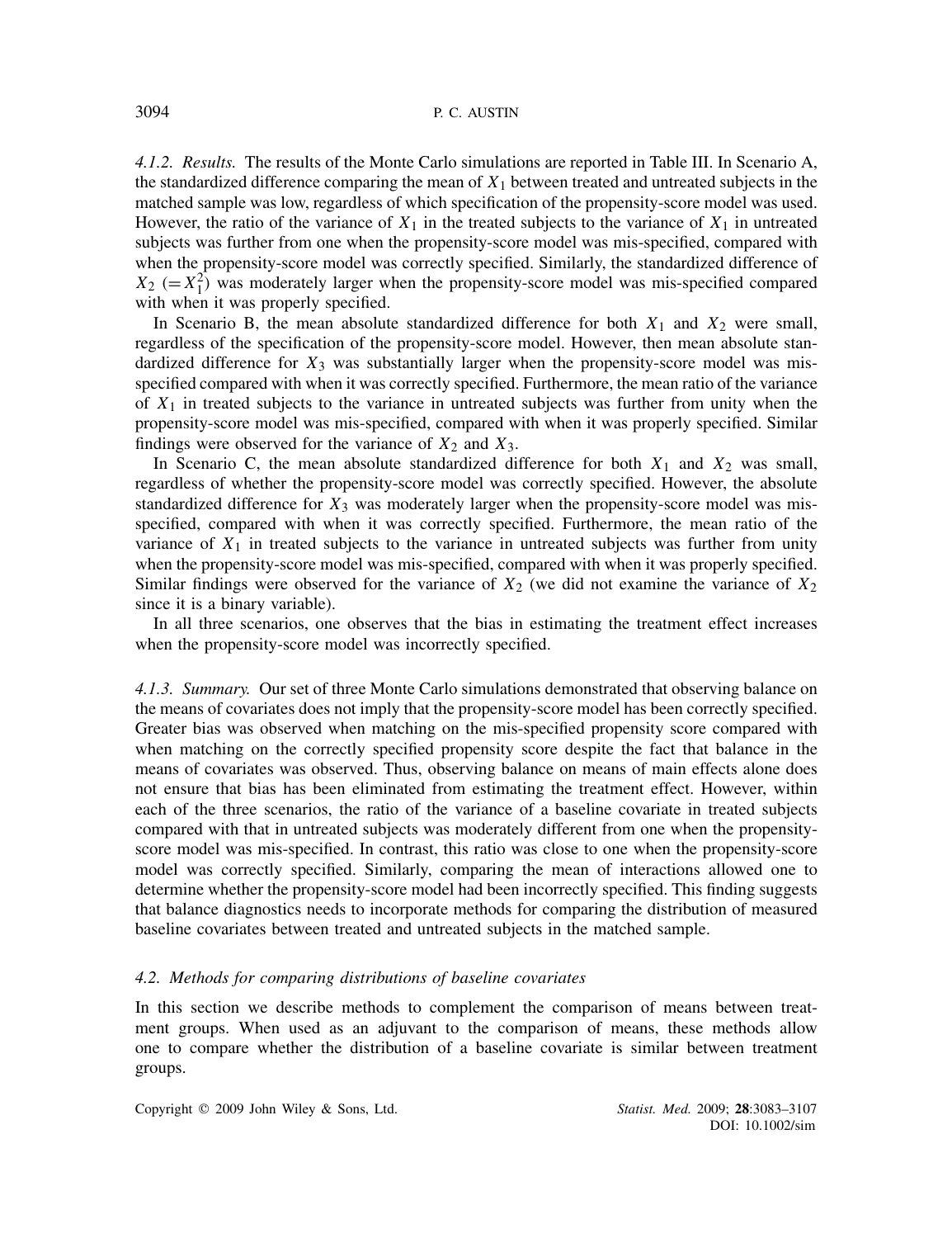*4.1.2. Results.* The results of the Monte Carlo simulations are reported in Table III. In Scenario A, the standardized difference comparing the mean of $X_1$ between treated and untreated subjects in the matched sample was low, regardless of which specification of the propensity-score model was used. However, the ratio of the variance of $X_1$ in the treated subjects to the variance of $X_1$ in untreated subjects was further from one when the propensity-score model was mis-specified, compared with when the propensity-score model was correctly specified. Similarly, the standardized difference of $X_2$ $(=X_1^2)$ was moderately larger when the propensity-score model was mis-specified compared with when it was properly specified.

In Scenario B, the mean absolute standardized difference for both $X_1$ and $X_2$ were small, regardless of the specification of the propensity-score model. However, then mean absolute standardized difference for $X_3$ was substantially larger when the propensity-score model was mis-specified compared with when it was correctly specified. Furthermore, the mean ratio of the variance of $X_1$ in treated subjects to the variance in untreated subjects was further from unity when the propensity-score model was mis-specified, compared with when it was properly specified. Similar findings were observed for the variance of $X_2$ and $X_3$.

In Scenario C, the mean absolute standardized difference for both $X_1$ and $X_2$ was small, regardless of whether the propensity-score model was correctly specified. However, the absolute standardized difference for $X_3$ was moderately larger when the propensity-score model was mis-specified, compared with when it was correctly specified. Furthermore, the mean ratio of the variance of $X_1$ in treated subjects to the variance in untreated subjects was further from unity when the propensity-score model was mis-specified, compared with when it was properly specified. Similar findings were observed for the variance of $X_2$ (we did not examine the variance of $X_2$ since it is a binary variable).

In all three scenarios, one observes that the bias in estimating the treatment effect increases when the propensity-score model was incorrectly specified.

*4.1.3. Summary.* Our set of three Monte Carlo simulations demonstrated that observing balance on the means of covariates does not imply that the propensity-score model has been correctly specified. Greater bias was observed when matching on the mis-specified propensity score compared with when matching on the correctly specified propensity score despite the fact that balance in the means of covariates was observed. Thus, observing balance on means of main effects alone does not ensure that bias has been eliminated from estimating the treatment effect. However, within each of the three scenarios, the ratio of the variance of a baseline covariate in treated subjects compared with that in untreated subjects was moderately different from one when the propensity-score model was mis-specified. In contrast, this ratio was close to one when the propensity-score model was correctly specified. Similarly, comparing the mean of interactions allowed one to determine whether the propensity-score model had been incorrectly specified. This finding suggests that balance diagnostics needs to incorporate methods for comparing the distribution of measured baseline covariates between treated and untreated subjects in the matched sample.

### *4.2. Methods for comparing distributions of baseline covariates*

In this section we describe methods to complement the comparison of means between treatment groups. When used as an adjuvant to the comparison of means, these methods allow one to compare whether the distribution of a baseline covariate is similar between treatment groups.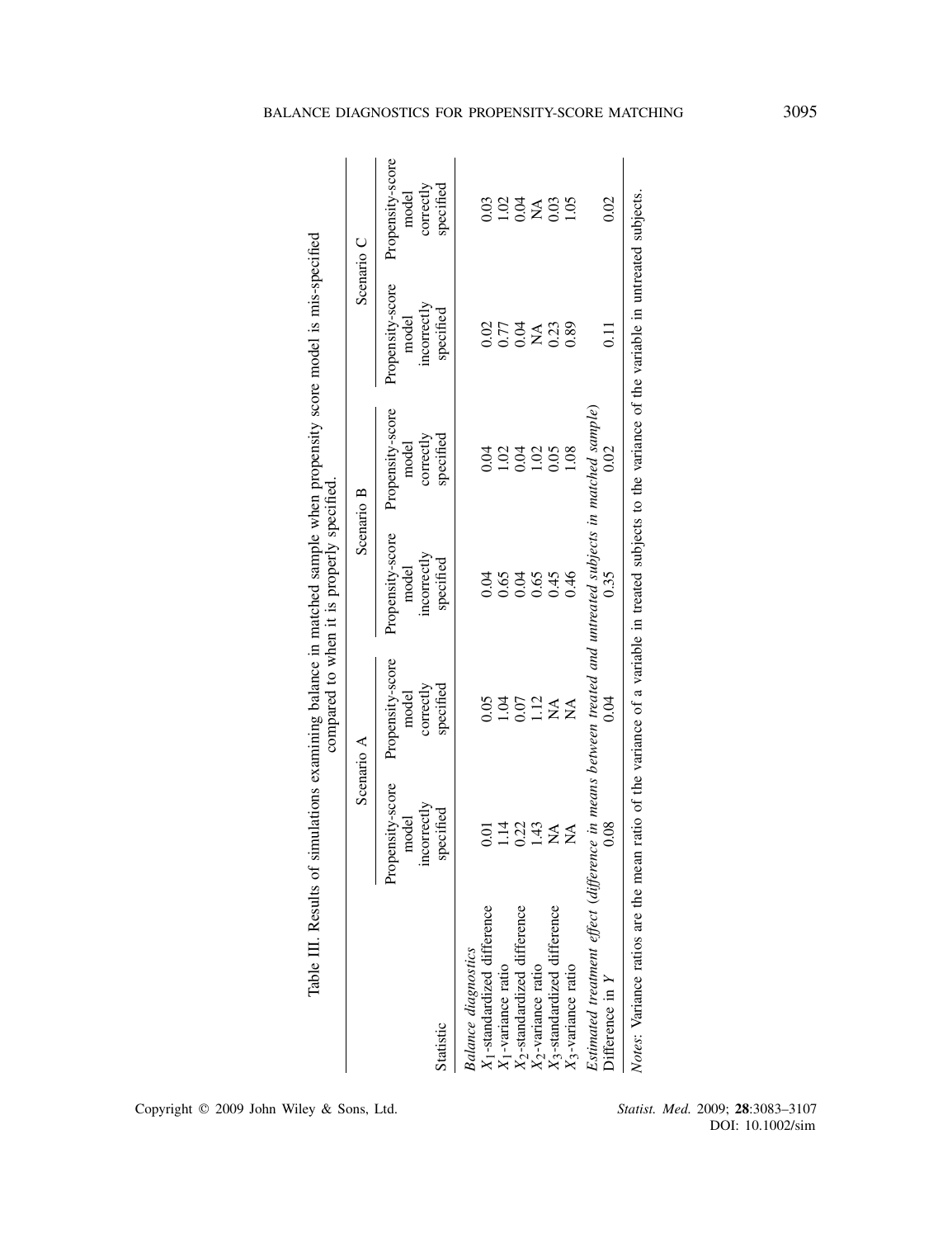Table III. Results of simulations examining balance in matched sample when propensity score model is mis-specified compared to when it is properly specified.

| Statistic | Scenario A | | Scenario B | | Scenario C | |
|---|---|---|---|---|---|---|
| | Propensity-score model incorrectly specified | Propensity-score model correctly specified | Propensity-score model incorrectly specified | Propensity-score model correctly specified | Propensity-score model incorrectly specified | Propensity-score model correctly specified |
| *Balance diagnostics* | | | | | | |
| $X_1$-standardized difference | 0.01 | 0.05 | 0.04 | 0.04 | 0.02 | 0.03 |
| $X_1$-variance ratio | 1.14 | 1.04 | 0.65 | 1.02 | 0.77 | 1.02 |
| $X_2$-standardized difference | 0.22 | 0.07 | 0.04 | 0.04 | 0.04 | 0.04 |
| $X_2$-variance ratio | 1.43 | 1.12 | 0.65 | 1.02 | NA | NA |
| $X_3$-standardized difference | NA | NA | 0.45 | 0.05 | 0.23 | 0.03 |
| $X_3$-variance ratio | NA | NA | 0.46 | 1.08 | 0.89 | 1.05 |
| *Estimated treatment effect (difference in means between treated and untreated subjects in matched sample)* | | | | | | |
| Difference in $Y$ | 0.08 | 0.04 | 0.35 | 0.02 | 0.11 | 0.02 |

*Notes*: Variance ratios are the mean ratio of the variance of a variable in treated subjects to the variance of the variable in untreated subjects.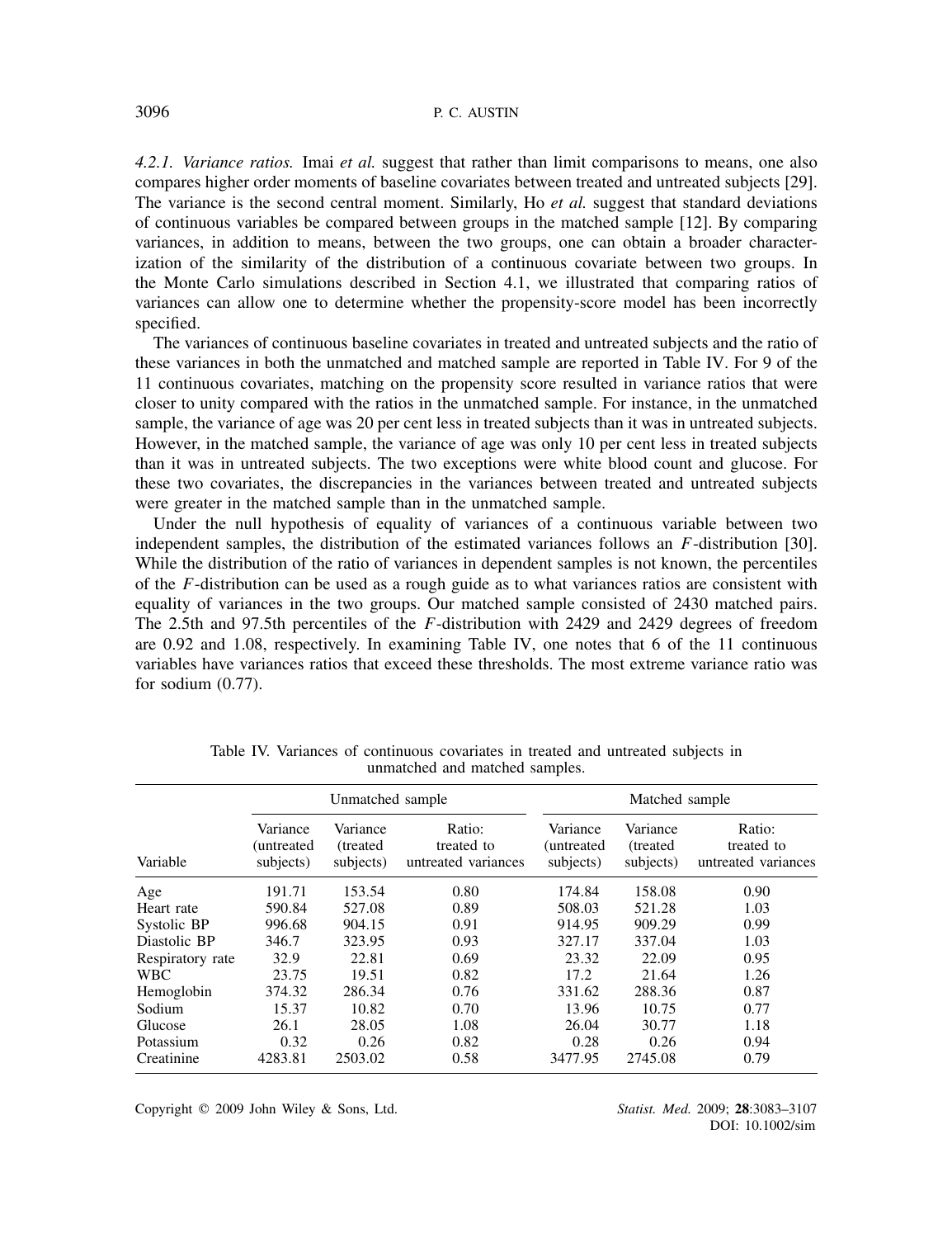*4.2.1. Variance ratios.* Imai *et al.* suggest that rather than limit comparisons to means, one also compares higher order moments of baseline covariates between treated and untreated subjects [29]. The variance is the second central moment. Similarly, Ho *et al.* suggest that standard deviations of continuous variables be compared between groups in the matched sample [12]. By comparing variances, in addition to means, between the two groups, one can obtain a broader characterization of the similarity of the distribution of a continuous covariate between two groups. In the Monte Carlo simulations described in Section 4.1, we illustrated that comparing ratios of variances can allow one to determine whether the propensity-score model has been incorrectly specified.

The variances of continuous baseline covariates in treated and untreated subjects and the ratio of these variances in both the unmatched and matched sample are reported in Table IV. For 9 of the 11 continuous covariates, matching on the propensity score resulted in variance ratios that were closer to unity compared with the ratios in the unmatched sample. For instance, in the unmatched sample, the variance of age was 20 per cent less in treated subjects than it was in untreated subjects. However, in the matched sample, the variance of age was only 10 per cent less in treated subjects than it was in untreated subjects. The two exceptions were white blood count and glucose. For these two covariates, the discrepancies in the variances between treated and untreated subjects were greater in the matched sample than in the unmatched sample.

Under the null hypothesis of equality of variances of a continuous variable between two independent samples, the distribution of the estimated variances follows an $F$-distribution [30]. While the distribution of the ratio of variances in dependent samples is not known, the percentiles of the $F$-distribution can be used as a rough guide as to what variances ratios are consistent with equality of variances in the two groups. Our matched sample consisted of 2430 matched pairs. The 2.5th and 97.5th percentiles of the $F$-distribution with 2429 and 2429 degrees of freedom are 0.92 and 1.08, respectively. In examining Table IV, one notes that 6 of the 11 continuous variables have variances ratios that exceed these thresholds. The most extreme variance ratio was for sodium (0.77).

Table IV. Variances of continuous covariates in treated and untreated subjects in unmatched and matched samples.

| | Unmatched sample | | | Matched sample | | |
|---|---|---|---|---|---|---|
| Variable | Variance (untreated subjects) | Variance (treated subjects) | Ratio: treated to untreated variances | Variance (untreated subjects) | Variance (treated subjects) | Ratio: treated to untreated variances |
| Age | 191.71 | 153.54 | 0.80 | 174.84 | 158.08 | 0.90 |
| Heart rate | 590.84 | 527.08 | 0.89 | 508.03 | 521.28 | 1.03 |
| Systolic BP | 996.68 | 904.15 | 0.91 | 914.95 | 909.29 | 0.99 |
| Diastolic BP | 346.7 | 323.95 | 0.93 | 327.17 | 337.04 | 1.03 |
| Respiratory rate | 32.9 | 22.81 | 0.69 | 23.32 | 22.09 | 0.95 |
| WBC | 23.75 | 19.51 | 0.82 | 17.2 | 21.64 | 1.26 |
| Hemoglobin | 374.32 | 286.34 | 0.76 | 331.62 | 288.36 | 0.87 |
| Sodium | 15.37 | 10.82 | 0.70 | 13.96 | 10.75 | 0.77 |
| Glucose | 26.1 | 28.05 | 1.08 | 26.04 | 30.77 | 1.18 |
| Potassium | 0.32 | 0.26 | 0.82 | 0.28 | 0.26 | 0.94 |
| Creatinine | 4283.81 | 2503.02 | 0.58 | 3477.95 | 2745.08 | 0.79 |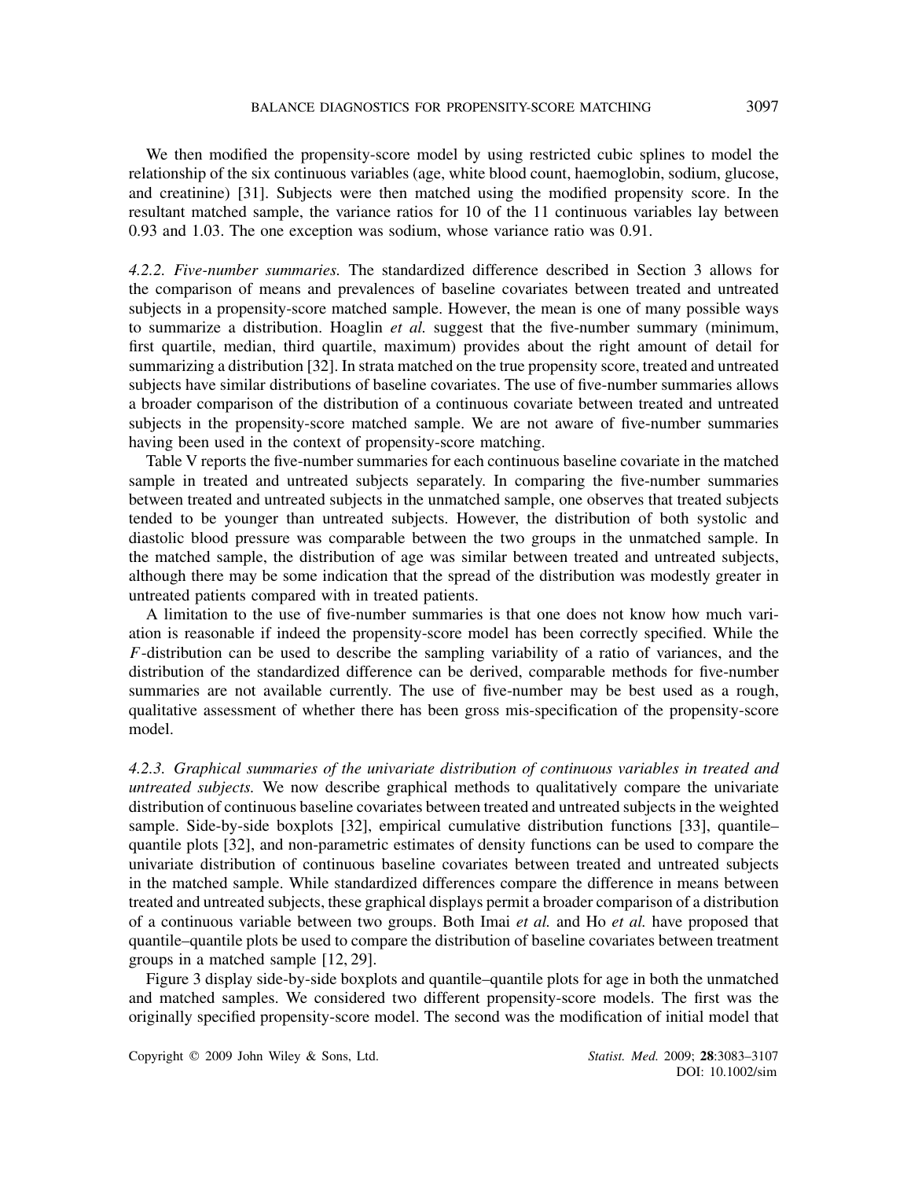We then modified the propensity-score model by using restricted cubic splines to model the relationship of the six continuous variables (age, white blood count, haemoglobin, sodium, glucose, and creatinine) [31]. Subjects were then matched using the modified propensity score. In the resultant matched sample, the variance ratios for 10 of the 11 continuous variables lay between 0.93 and 1.03. The one exception was sodium, whose variance ratio was 0.91.

*4.2.2. Five-number summaries.* The standardized difference described in Section 3 allows for the comparison of means and prevalences of baseline covariates between treated and untreated subjects in a propensity-score matched sample. However, the mean is one of many possible ways to summarize a distribution. Hoaglin *et al.* suggest that the five-number summary (minimum, first quartile, median, third quartile, maximum) provides about the right amount of detail for summarizing a distribution [32]. In strata matched on the true propensity score, treated and untreated subjects have similar distributions of baseline covariates. The use of five-number summaries allows a broader comparison of the distribution of a continuous covariate between treated and untreated subjects in the propensity-score matched sample. We are not aware of five-number summaries having been used in the context of propensity-score matching.

Table V reports the five-number summaries for each continuous baseline covariate in the matched sample in treated and untreated subjects separately. In comparing the five-number summaries between treated and untreated subjects in the unmatched sample, one observes that treated subjects tended to be younger than untreated subjects. However, the distribution of both systolic and diastolic blood pressure was comparable between the two groups in the unmatched sample. In the matched sample, the distribution of age was similar between treated and untreated subjects, although there may be some indication that the spread of the distribution was modestly greater in untreated patients compared with in treated patients.

A limitation to the use of five-number summaries is that one does not know how much variation is reasonable if indeed the propensity-score model has been correctly specified. While the $F$-distribution can be used to describe the sampling variability of a ratio of variances, and the distribution of the standardized difference can be derived, comparable methods for five-number summaries are not available currently. The use of five-number may be best used as a rough, qualitative assessment of whether there has been gross mis-specification of the propensity-score model.

*4.2.3. Graphical summaries of the univariate distribution of continuous variables in treated and untreated subjects.* We now describe graphical methods to qualitatively compare the univariate distribution of continuous baseline covariates between treated and untreated subjects in the weighted sample. Side-by-side boxplots [32], empirical cumulative distribution functions [33], quantile–quantile plots [32], and non-parametric estimates of density functions can be used to compare the univariate distribution of continuous baseline covariates between treated and untreated subjects in the matched sample. While standardized differences compare the difference in means between treated and untreated subjects, these graphical displays permit a broader comparison of a distribution of a continuous variable between two groups. Both Imai *et al.* and Ho *et al.* have proposed that quantile–quantile plots be used to compare the distribution of baseline covariates between treatment groups in a matched sample [12, 29].

Figure 3 display side-by-side boxplots and quantile–quantile plots for age in both the unmatched and matched samples. We considered two different propensity-score models. The first was the originally specified propensity-score model. The second was the modification of initial model that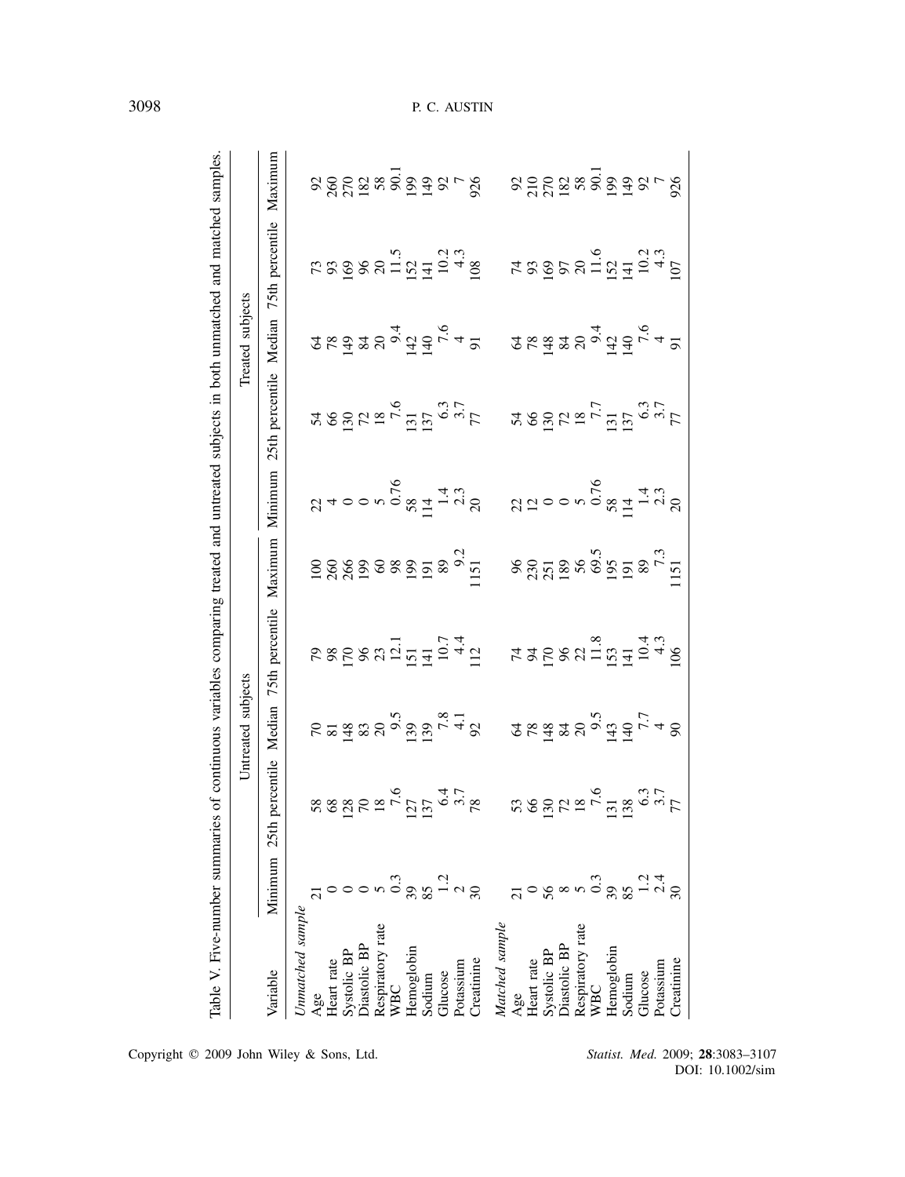Table V. Five-number summaries of continuous variables comparing treated and untreated subjects in both unmatched and matched samples.

| Variable | Untreated subjects | | | | | Treated subjects | | | | |
|---|---|---|---|---|---|---|---|---|---|---|
| | Minimum | 25th percentile | Median | 75th percentile | Maximum | Minimum | 25th percentile | Median | 75th percentile | Maximum |
| *Unmatched sample* | | | | | | | | | | |
| Age | 21 | 58 | 70 | 79 | 100 | 22 | 54 | 64 | 73 | 92 |
| Heart rate | 0 | 68 | 81 | 98 | 260 | 4 | 66 | 78 | 93 | 260 |
| Systolic BP | 0 | 128 | 148 | 170 | 266 | 0 | 130 | 149 | 169 | 270 |
| Diastolic BP | 0 | 70 | 83 | 96 | 199 | 0 | 72 | 84 | 96 | 182 |
| Respiratory rate | 5 | 18 | 20 | 23 | 60 | 5 | 18 | 20 | 20 | 58 |
| WBC | 0.3 | 7.6 | 9.5 | 12.1 | 98 | 0.76 | 7.6 | 9.4 | 11.5 | 90.1 |
| Hemoglobin | 39 | 127 | 139 | 151 | 199 | 58 | 131 | 142 | 152 | 199 |
| Sodium | 85 | 137 | 139 | 141 | 191 | 114 | 137 | 140 | 141 | 149 |
| Glucose | 1.2 | 6.4 | 7.8 | 10.7 | 89 | 1.4 | 6.3 | 7.6 | 10.2 | 92 |
| Potassium | 2 | 3.7 | 4.1 | 4.4 | 9.2 | 2.3 | 3.7 | 4 | 4.3 | 7 |
| Creatinine | 30 | 78 | 92 | 112 | 1151 | 20 | 77 | 91 | 108 | 926 |
| *Matched sample* | | | | | | | | | | |
| Age | 21 | 53 | 64 | 74 | 96 | 22 | 54 | 64 | 74 | 92 |
| Heart rate | 0 | 66 | 78 | 94 | 230 | 12 | 66 | 78 | 93 | 210 |
| Systolic BP | 56 | 130 | 148 | 170 | 251 | 0 | 130 | 148 | 169 | 270 |
| Diastolic BP | 8 | 72 | 84 | 96 | 189 | 0 | 72 | 84 | 97 | 182 |
| Respiratory rate | 5 | 18 | 20 | 22 | 56 | 5 | 18 | 20 | 20 | 58 |
| WBC | 0.3 | 7.6 | 9.5 | 11.8 | 69.5 | 0.76 | 7.7 | 9.4 | 11.6 | 90.1 |
| Hemoglobin | 39 | 131 | 143 | 153 | 195 | 58 | 131 | 142 | 152 | 199 |
| Sodium | 85 | 138 | 140 | 141 | 191 | 114 | 137 | 140 | 141 | 149 |
| Glucose | 1.2 | 6.3 | 7.7 | 10.4 | 89 | 1.4 | 6.3 | 7.6 | 10.2 | 92 |
| Potassium | 2.4 | 3.7 | 4 | 4.3 | 7.3 | 2.3 | 3.7 | 4 | 4.3 | 7 |
| Creatinine | 30 | 77 | 90 | 106 | 1151 | 20 | 77 | 91 | 107 | 926 |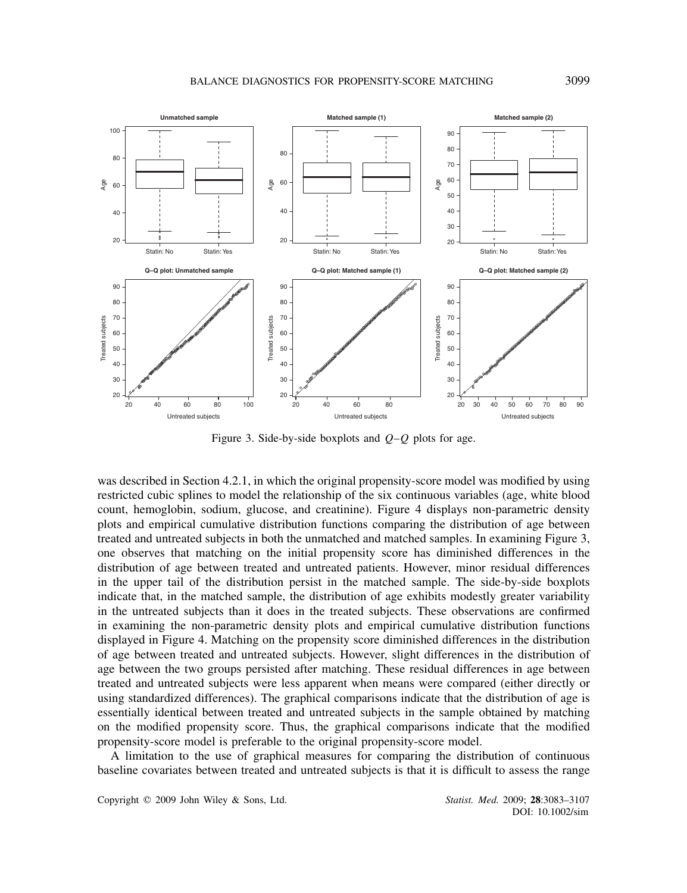Figure 3. Side-by-side boxplots and $Q$–$Q$ plots for age.

was described in Section 4.2.1, in which the original propensity-score model was modified by using restricted cubic splines to model the relationship of the six continuous variables (age, white blood count, hemoglobin, sodium, glucose, and creatinine). Figure 4 displays non-parametric density plots and empirical cumulative distribution functions comparing the distribution of age between treated and untreated subjects in both the unmatched and matched samples. In examining Figure 3, one observes that matching on the initial propensity score has diminished differences in the distribution of age between treated and untreated patients. However, minor residual differences in the upper tail of the distribution persist in the matched sample. The side-by-side boxplots indicate that, in the matched sample, the distribution of age exhibits modestly greater variability in the untreated subjects than it does in the treated subjects. These observations are confirmed in examining the non-parametric density plots and empirical cumulative distribution functions displayed in Figure 4. Matching on the propensity score diminished differences in the distribution of age between treated and untreated subjects. However, slight differences in the distribution of age between the two groups persisted after matching. These residual differences in age between treated and untreated subjects were less apparent when means were compared (either directly or using standardized differences). The graphical comparisons indicate that the distribution of age is essentially identical between treated and untreated subjects in the sample obtained by matching on the modified propensity score. Thus, the graphical comparisons indicate that the modified propensity-score model is preferable to the original propensity-score model.

A limitation to the use of graphical measures for comparing the distribution of continuous baseline covariates between treated and untreated subjects is that it is difficult to assess the range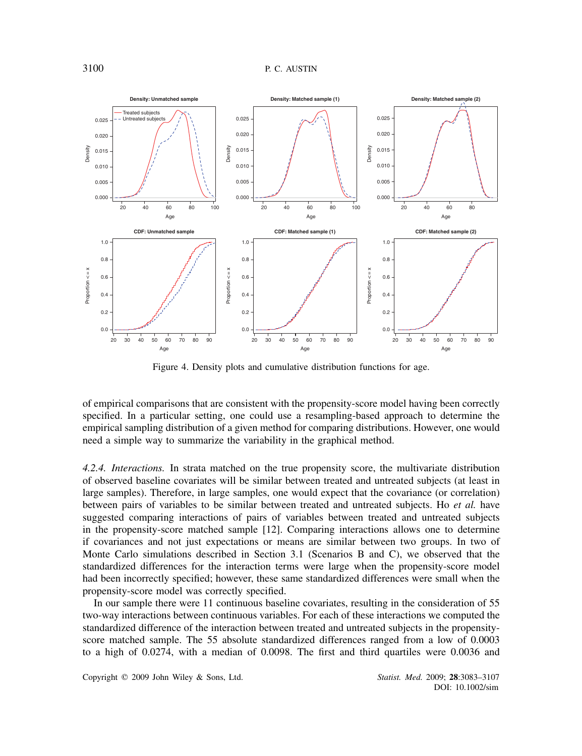Figure 4. Density plots and cumulative distribution functions for age.

of empirical comparisons that are consistent with the propensity-score model having been correctly specified. In a particular setting, one could use a resampling-based approach to determine the empirical sampling distribution of a given method for comparing distributions. However, one would need a simple way to summarize the variability in the graphical method.

*4.2.4. Interactions.* In strata matched on the true propensity score, the multivariate distribution of observed baseline covariates will be similar between treated and untreated subjects (at least in large samples). Therefore, in large samples, one would expect that the covariance (or correlation) between pairs of variables to be similar between treated and untreated subjects. Ho *et al.* have suggested comparing interactions of pairs of variables between treated and untreated subjects in the propensity-score matched sample [12]. Comparing interactions allows one to determine if covariances and not just expectations or means are similar between two groups. In two of Monte Carlo simulations described in Section 3.1 (Scenarios B and C), we observed that the standardized differences for the interaction terms were large when the propensity-score model had been incorrectly specified; however, these same standardized differences were small when the propensity-score model was correctly specified.

In our sample there were 11 continuous baseline covariates, resulting in the consideration of 55 two-way interactions between continuous variables. For each of these interactions we computed the standardized difference of the interaction between treated and untreated subjects in the propensity-score matched sample. The 55 absolute standardized differences ranged from a low of 0.0003 to a high of 0.0274, with a median of 0.0098. The first and third quartiles were 0.0036 and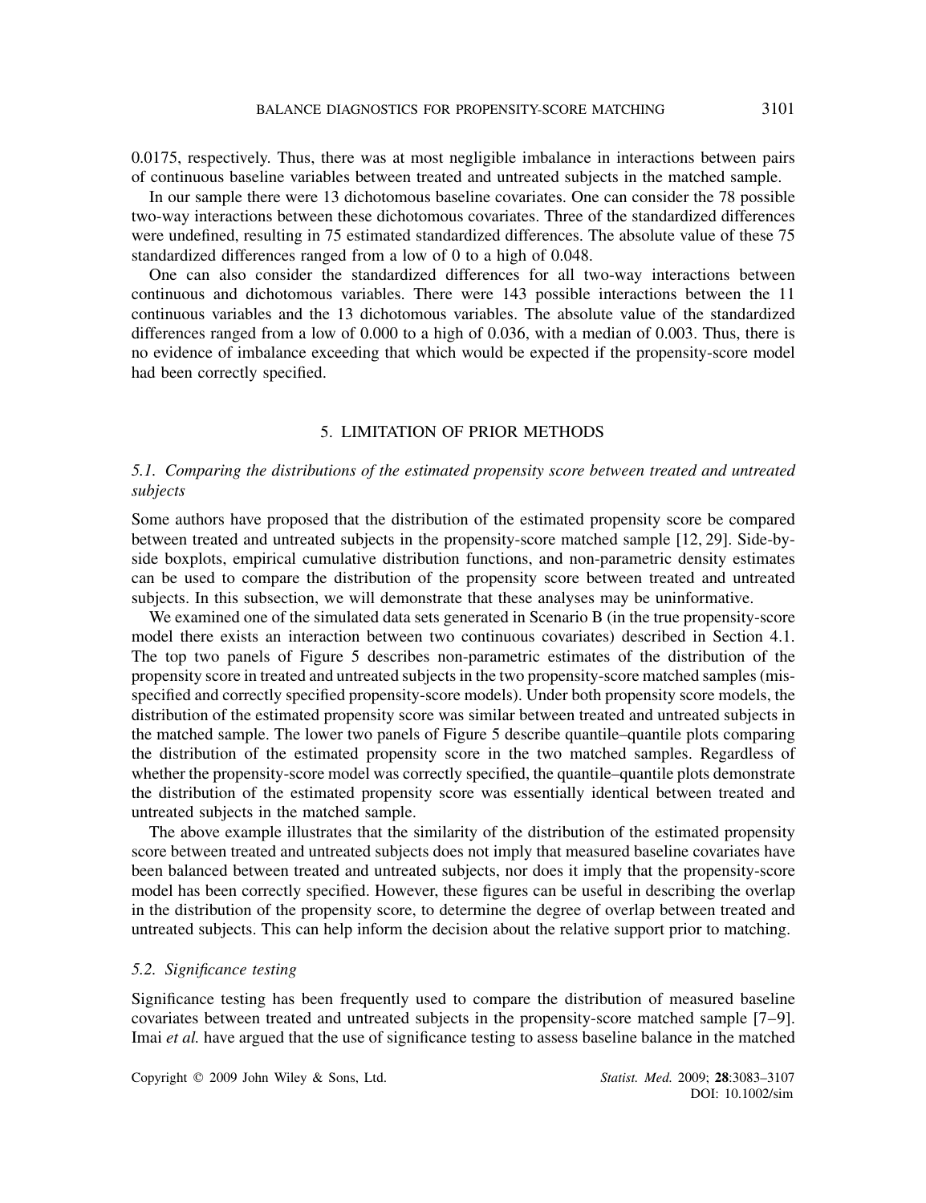0.0175, respectively. Thus, there was at most negligible imbalance in interactions between pairs of continuous baseline variables between treated and untreated subjects in the matched sample.

In our sample there were 13 dichotomous baseline covariates. One can consider the 78 possible two-way interactions between these dichotomous covariates. Three of the standardized differences were undefined, resulting in 75 estimated standardized differences. The absolute value of these 75 standardized differences ranged from a low of 0 to a high of 0.048.

One can also consider the standardized differences for all two-way interactions between continuous and dichotomous variables. There were 143 possible interactions between the 11 continuous variables and the 13 dichotomous variables. The absolute value of the standardized differences ranged from a low of 0.000 to a high of 0.036, with a median of 0.003. Thus, there is no evidence of imbalance exceeding that which would be expected if the propensity-score model had been correctly specified.

## 5. LIMITATION OF PRIOR METHODS

### *5.1. Comparing the distributions of the estimated propensity score between treated and untreated subjects*

Some authors have proposed that the distribution of the estimated propensity score be compared between treated and untreated subjects in the propensity-score matched sample [12, 29]. Side-by-side boxplots, empirical cumulative distribution functions, and non-parametric density estimates can be used to compare the distribution of the propensity score between treated and untreated subjects. In this subsection, we will demonstrate that these analyses may be uninformative.

We examined one of the simulated data sets generated in Scenario B (in the true propensity-score model there exists an interaction between two continuous covariates) described in Section 4.1. The top two panels of Figure 5 describes non-parametric estimates of the distribution of the propensity score in treated and untreated subjects in the two propensity-score matched samples (mis-specified and correctly specified propensity-score models). Under both propensity score models, the distribution of the estimated propensity score was similar between treated and untreated subjects in the matched sample. The lower two panels of Figure 5 describe quantile–quantile plots comparing the distribution of the estimated propensity score in the two matched samples. Regardless of whether the propensity-score model was correctly specified, the quantile–quantile plots demonstrate the distribution of the estimated propensity score was essentially identical between treated and untreated subjects in the matched sample.

The above example illustrates that the similarity of the distribution of the estimated propensity score between treated and untreated subjects does not imply that measured baseline covariates have been balanced between treated and untreated subjects, nor does it imply that the propensity-score model has been correctly specified. However, these figures can be useful in describing the overlap in the distribution of the propensity score, to determine the degree of overlap between treated and untreated subjects. This can help inform the decision about the relative support prior to matching.

### *5.2. Significance testing*

Significance testing has been frequently used to compare the distribution of measured baseline covariates between treated and untreated subjects in the propensity-score matched sample [7–9]. Imai *et al.* have argued that the use of significance testing to assess baseline balance in the matched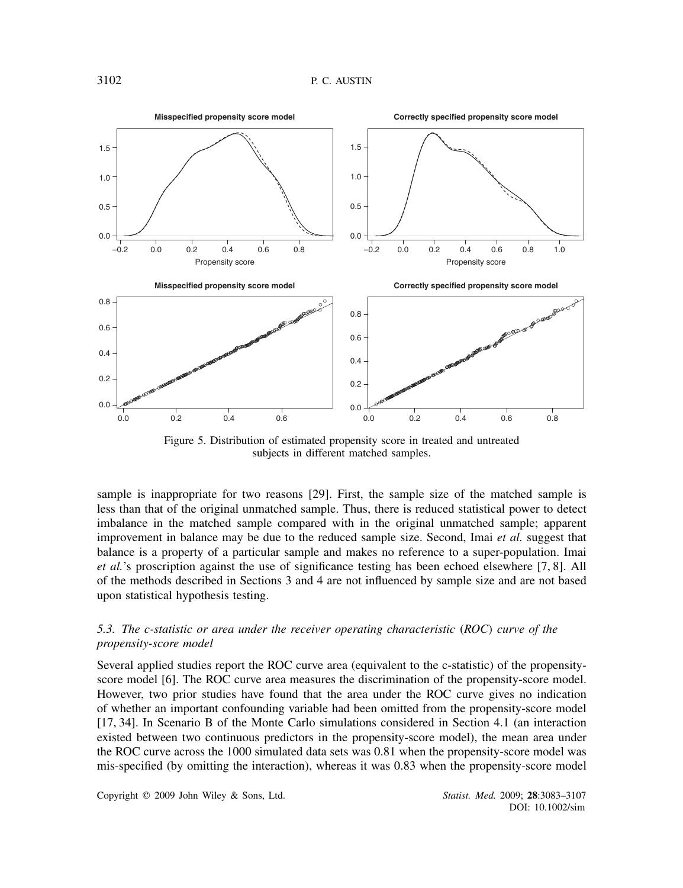Figure 5. Distribution of estimated propensity score in treated and untreated subjects in different matched samples.

sample is inappropriate for two reasons [29]. First, the sample size of the matched sample is less than that of the original unmatched sample. Thus, there is reduced statistical power to detect imbalance in the matched sample compared with in the original unmatched sample; apparent improvement in balance may be due to the reduced sample size. Second, Imai *et al.* suggest that balance is a property of a particular sample and makes no reference to a super-population. Imai *et al.*'s proscription against the use of significance testing has been echoed elsewhere [7, 8]. All of the methods described in Sections 3 and 4 are not influenced by sample size and are not based upon statistical hypothesis testing.

### *5.3. The c-statistic or area under the receiver operating characteristic (ROC) curve of the propensity-score model*

Several applied studies report the ROC curve area (equivalent to the c-statistic) of the propensity-score model [6]. The ROC curve area measures the discrimination of the propensity-score model. However, two prior studies have found that the area under the ROC curve gives no indication of whether an important confounding variable had been omitted from the propensity-score model [17, 34]. In Scenario B of the Monte Carlo simulations considered in Section 4.1 (an interaction existed between two continuous predictors in the propensity-score model), the mean area under the ROC curve across the 1000 simulated data sets was 0.81 when the propensity-score model was mis-specified (by omitting the interaction), whereas it was 0.83 when the propensity-score model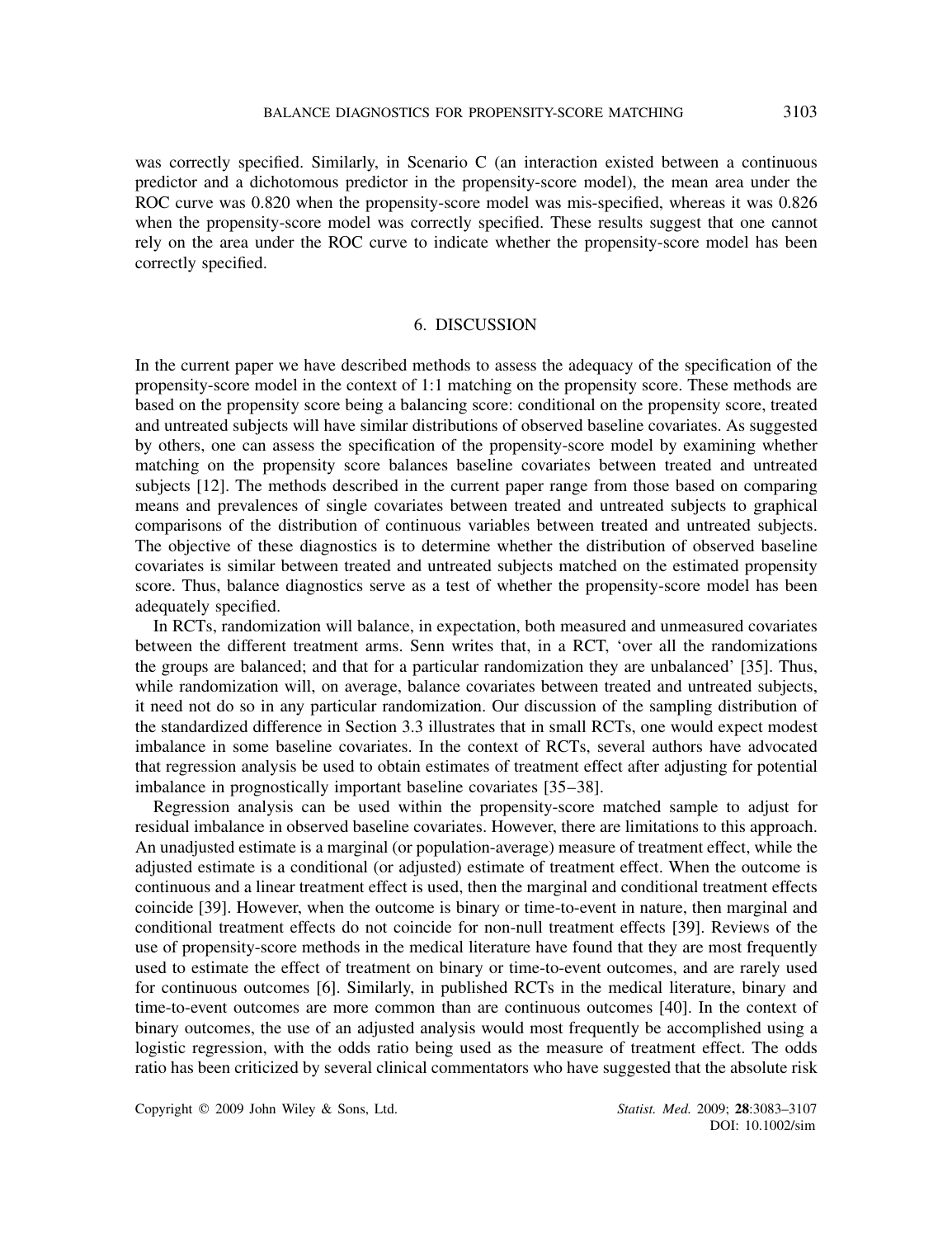was correctly specified. Similarly, in Scenario C (an interaction existed between a continuous predictor and a dichotomous predictor in the propensity-score model), the mean area under the ROC curve was 0.820 when the propensity-score model was mis-specified, whereas it was 0.826 when the propensity-score model was correctly specified. These results suggest that one cannot rely on the area under the ROC curve to indicate whether the propensity-score model has been correctly specified.

## 6. DISCUSSION

In the current paper we have described methods to assess the adequacy of the specification of the propensity-score model in the context of 1:1 matching on the propensity score. These methods are based on the propensity score being a balancing score: conditional on the propensity score, treated and untreated subjects will have similar distributions of observed baseline covariates. As suggested by others, one can assess the specification of the propensity-score model by examining whether matching on the propensity score balances baseline covariates between treated and untreated subjects [12]. The methods described in the current paper range from those based on comparing means and prevalences of single covariates between treated and untreated subjects to graphical comparisons of the distribution of continuous variables between treated and untreated subjects. The objective of these diagnostics is to determine whether the distribution of observed baseline covariates is similar between treated and untreated subjects matched on the estimated propensity score. Thus, balance diagnostics serve as a test of whether the propensity-score model has been adequately specified.

In RCTs, randomization will balance, in expectation, both measured and unmeasured covariates between the different treatment arms. Senn writes that, in a RCT, 'over all the randomizations the groups are balanced; and that for a particular randomization they are unbalanced' [35]. Thus, while randomization will, on average, balance covariates between treated and untreated subjects, it need not do so in any particular randomization. Our discussion of the sampling distribution of the standardized difference in Section 3.3 illustrates that in small RCTs, one would expect modest imbalance in some baseline covariates. In the context of RCTs, several authors have advocated that regression analysis be used to obtain estimates of treatment effect after adjusting for potential imbalance in prognostically important baseline covariates [35–38].

Regression analysis can be used within the propensity-score matched sample to adjust for residual imbalance in observed baseline covariates. However, there are limitations to this approach. An unadjusted estimate is a marginal (or population-average) measure of treatment effect, while the adjusted estimate is a conditional (or adjusted) estimate of treatment effect. When the outcome is continuous and a linear treatment effect is used, then the marginal and conditional treatment effects coincide [39]. However, when the outcome is binary or time-to-event in nature, then marginal and conditional treatment effects do not coincide for non-null treatment effects [39]. Reviews of the use of propensity-score methods in the medical literature have found that they are most frequently used to estimate the effect of treatment on binary or time-to-event outcomes, and are rarely used for continuous outcomes [6]. Similarly, in published RCTs in the medical literature, binary and time-to-event outcomes are more common than are continuous outcomes [40]. In the context of binary outcomes, the use of an adjusted analysis would most frequently be accomplished using a logistic regression, with the odds ratio being used as the measure of treatment effect. The odds ratio has been criticized by several clinical commentators who have suggested that the absolute risk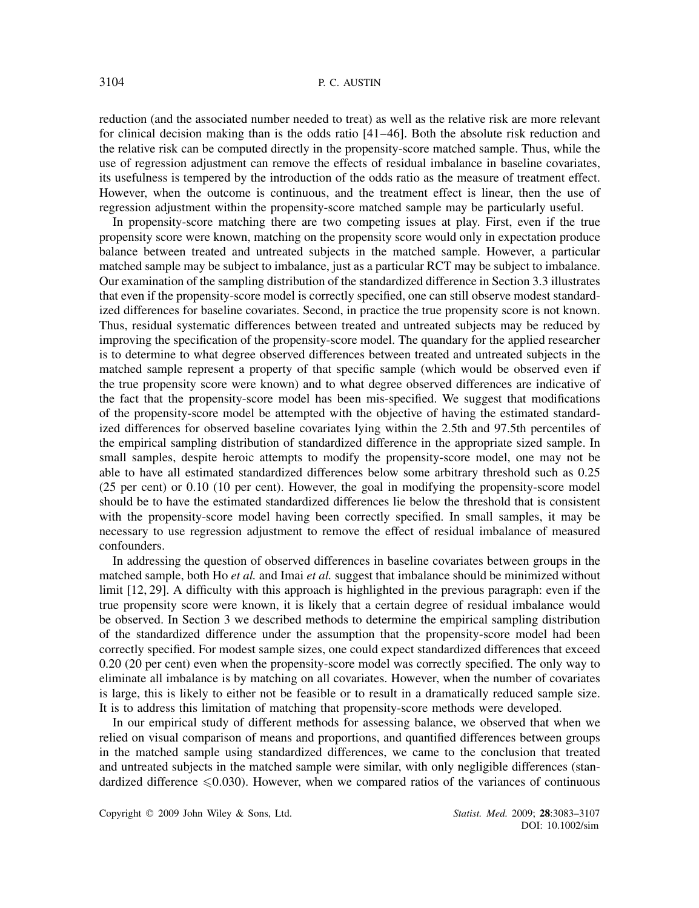reduction (and the associated number needed to treat) as well as the relative risk are more relevant for clinical decision making than is the odds ratio [41–46]. Both the absolute risk reduction and the relative risk can be computed directly in the propensity-score matched sample. Thus, while the use of regression adjustment can remove the effects of residual imbalance in baseline covariates, its usefulness is tempered by the introduction of the odds ratio as the measure of treatment effect. However, when the outcome is continuous, and the treatment effect is linear, then the use of regression adjustment within the propensity-score matched sample may be particularly useful.

In propensity-score matching there are two competing issues at play. First, even if the true propensity score were known, matching on the propensity score would only in expectation produce balance between treated and untreated subjects in the matched sample. However, a particular matched sample may be subject to imbalance, just as a particular RCT may be subject to imbalance. Our examination of the sampling distribution of the standardized difference in Section 3.3 illustrates that even if the propensity-score model is correctly specified, one can still observe modest standardized differences for baseline covariates. Second, in practice the true propensity score is not known. Thus, residual systematic differences between treated and untreated subjects may be reduced by improving the specification of the propensity-score model. The quandary for the applied researcher is to determine to what degree observed differences between treated and untreated subjects in the matched sample represent a property of that specific sample (which would be observed even if the true propensity score were known) and to what degree observed differences are indicative of the fact that the propensity-score model has been mis-specified. We suggest that modifications of the propensity-score model be attempted with the objective of having the estimated standardized differences for observed baseline covariates lying within the 2.5th and 97.5th percentiles of the empirical sampling distribution of standardized difference in the appropriate sized sample. In small samples, despite heroic attempts to modify the propensity-score model, one may not be able to have all estimated standardized differences below some arbitrary threshold such as 0.25 (25 per cent) or 0.10 (10 per cent). However, the goal in modifying the propensity-score model should be to have the estimated standardized differences lie below the threshold that is consistent with the propensity-score model having been correctly specified. In small samples, it may be necessary to use regression adjustment to remove the effect of residual imbalance of measured confounders.

In addressing the question of observed differences in baseline covariates between groups in the matched sample, both Ho *et al.* and Imai *et al.* suggest that imbalance should be minimized without limit [12, 29]. A difficulty with this approach is highlighted in the previous paragraph: even if the true propensity score were known, it is likely that a certain degree of residual imbalance would be observed. In Section 3 we described methods to determine the empirical sampling distribution of the standardized difference under the assumption that the propensity-score model had been correctly specified. For modest sample sizes, one could expect standardized differences that exceed 0.20 (20 per cent) even when the propensity-score model was correctly specified. The only way to eliminate all imbalance is by matching on all covariates. However, when the number of covariates is large, this is likely to either not be feasible or to result in a dramatically reduced sample size. It is to address this limitation of matching that propensity-score methods were developed.

In our empirical study of different methods for assessing balance, we observed that when we relied on visual comparison of means and proportions, and quantified differences between groups in the matched sample using standardized differences, we came to the conclusion that treated and untreated subjects in the matched sample were similar, with only negligible differences (standardized difference $\leqslant 0.030$). However, when we compared ratios of the variances of continuous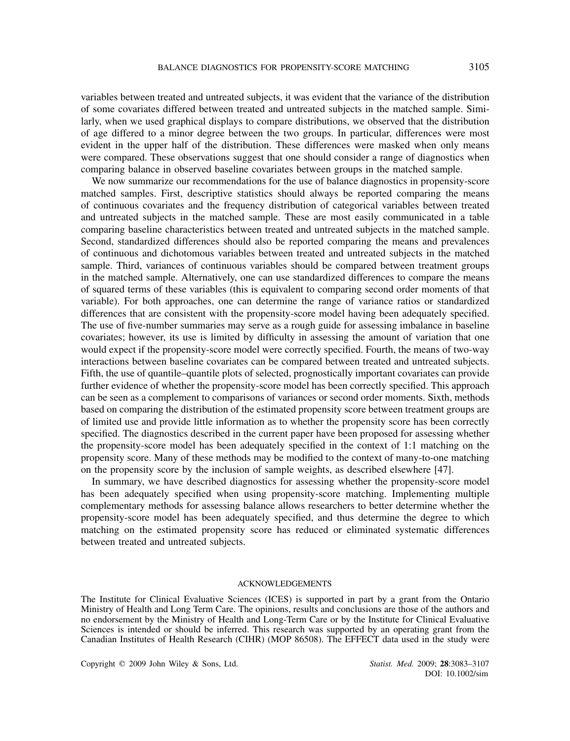variables between treated and untreated subjects, it was evident that the variance of the distribution of some covariates differed between treated and untreated subjects in the matched sample. Similarly, when we used graphical displays to compare distributions, we observed that the distribution of age differed to a minor degree between the two groups. In particular, differences were most evident in the upper half of the distribution. These differences were masked when only means were compared. These observations suggest that one should consider a range of diagnostics when comparing balance in observed baseline covariates between groups in the matched sample.

We now summarize our recommendations for the use of balance diagnostics in propensity-score matched samples. First, descriptive statistics should always be reported comparing the means of continuous covariates and the frequency distribution of categorical variables between treated and untreated subjects in the matched sample. These are most easily communicated in a table comparing baseline characteristics between treated and untreated subjects in the matched sample. Second, standardized differences should also be reported comparing the means and prevalences of continuous and dichotomous variables between treated and untreated subjects in the matched sample. Third, variances of continuous variables should be compared between treatment groups in the matched sample. Alternatively, one can use standardized differences to compare the means of squared terms of these variables (this is equivalent to comparing second order moments of that variable). For both approaches, one can determine the range of variance ratios or standardized differences that are consistent with the propensity-score model having been adequately specified. The use of five-number summaries may serve as a rough guide for assessing imbalance in baseline covariates; however, its use is limited by difficulty in assessing the amount of variation that one would expect if the propensity-score model were correctly specified. Fourth, the means of two-way interactions between baseline covariates can be compared between treated and untreated subjects. Fifth, the use of quantile–quantile plots of selected, prognostically important covariates can provide further evidence of whether the propensity-score model has been correctly specified. This approach can be seen as a complement to comparisons of variances or second order moments. Sixth, methods based on comparing the distribution of the estimated propensity score between treatment groups are of limited use and provide little information as to whether the propensity score has been correctly specified. The diagnostics described in the current paper have been proposed for assessing whether the propensity-score model has been adequately specified in the context of 1:1 matching on the propensity score. Many of these methods may be modified to the context of many-to-one matching on the propensity score by the inclusion of sample weights, as described elsewhere [47].

In summary, we have described diagnostics for assessing whether the propensity-score model has been adequately specified when using propensity-score matching. Implementing multiple complementary methods for assessing balance allows researchers to better determine whether the propensity-score model has been adequately specified, and thus determine the degree to which matching on the estimated propensity score has reduced or eliminated systematic differences between treated and untreated subjects.

## ACKNOWLEDGEMENTS

The Institute for Clinical Evaluative Sciences (ICES) is supported in part by a grant from the Ontario Ministry of Health and Long Term Care. The opinions, results and conclusions are those of the authors and no endorsement by the Ministry of Health and Long-Term Care or by the Institute for Clinical Evaluative Sciences is intended or should be inferred. This research was supported by an operating grant from the Canadian Institutes of Health Research (CIHR) (MOP 86508). The EFFECT data used in the study were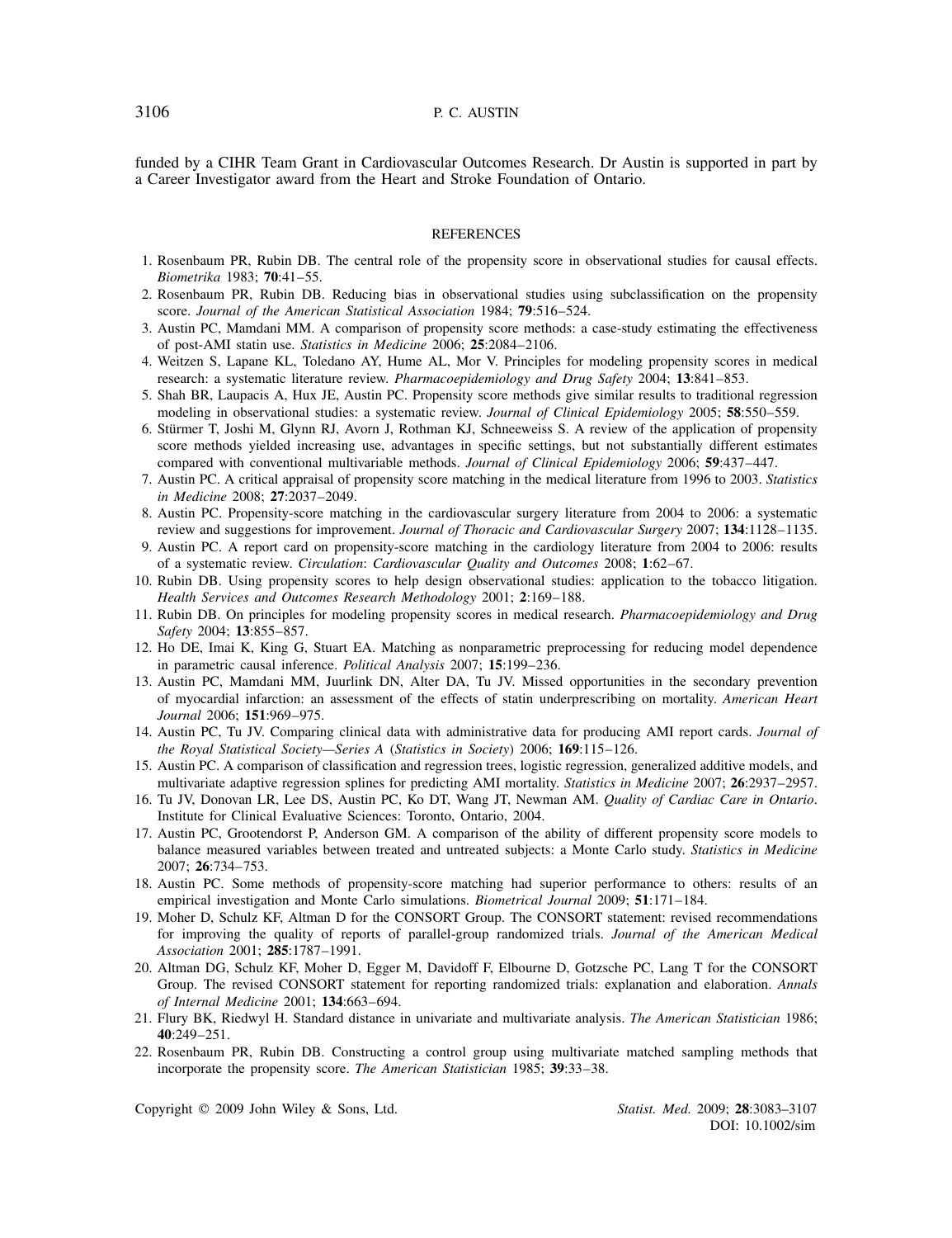funded by a CIHR Team Grant in Cardiovascular Outcomes Research. Dr Austin is supported in part by a Career Investigator award from the Heart and Stroke Foundation of Ontario.

## REFERENCES

1. Rosenbaum PR, Rubin DB. The central role of the propensity score in observational studies for causal effects. *Biometrika* 1983; **70**:41–55.
2. Rosenbaum PR, Rubin DB. Reducing bias in observational studies using subclassification on the propensity score. *Journal of the American Statistical Association* 1984; **79**:516–524.
3. Austin PC, Mamdani MM. A comparison of propensity score methods: a case-study estimating the effectiveness of post-AMI statin use. *Statistics in Medicine* 2006; **25**:2084–2106.
4. Weitzen S, Lapane KL, Toledano AY, Hume AL, Mor V. Principles for modeling propensity scores in medical research: a systematic literature review. *Pharmacoepidemiology and Drug Safety* 2004; **13**:841–853.
5. Shah BR, Laupacis A, Hux JE, Austin PC. Propensity score methods give similar results to traditional regression modeling in observational studies: a systematic review. *Journal of Clinical Epidemiology* 2005; **58**:550–559.
6. Stürmer T, Joshi M, Glynn RJ, Avorn J, Rothman KJ, Schneeweiss S. A review of the application of propensity score methods yielded increasing use, advantages in specific settings, but not substantially different estimates compared with conventional multivariable methods. *Journal of Clinical Epidemiology* 2006; **59**:437–447.
7. Austin PC. A critical appraisal of propensity score matching in the medical literature from 1996 to 2003. *Statistics in Medicine* 2008; **27**:2037–2049.
8. Austin PC. Propensity-score matching in the cardiovascular surgery literature from 2004 to 2006: a systematic review and suggestions for improvement. *Journal of Thoracic and Cardiovascular Surgery* 2007; **134**:1128–1135.
9. Austin PC. A report card on propensity-score matching in the cardiology literature from 2004 to 2006: results of a systematic review. *Circulation*: *Cardiovascular Quality and Outcomes* 2008; **1**:62–67.
10. Rubin DB. Using propensity scores to help design observational studies: application to the tobacco litigation. *Health Services and Outcomes Research Methodology* 2001; **2**:169–188.
11. Rubin DB. On principles for modeling propensity scores in medical research. *Pharmacoepidemiology and Drug Safety* 2004; **13**:855–857.
12. Ho DE, Imai K, King G, Stuart EA. Matching as nonparametric preprocessing for reducing model dependence in parametric causal inference. *Political Analysis* 2007; **15**:199–236.
13. Austin PC, Mamdani MM, Juurlink DN, Alter DA, Tu JV. Missed opportunities in the secondary prevention of myocardial infarction: an assessment of the effects of statin underprescribing on mortality. *American Heart Journal* 2006; **151**:969–975.
14. Austin PC, Tu JV. Comparing clinical data with administrative data for producing AMI report cards. *Journal of the Royal Statistical Society—Series A* (*Statistics in Society*) 2006; **169**:115–126.
15. Austin PC. A comparison of classification and regression trees, logistic regression, generalized additive models, and multivariate adaptive regression splines for predicting AMI mortality. *Statistics in Medicine* 2007; **26**:2937–2957.
16. Tu JV, Donovan LR, Lee DS, Austin PC, Ko DT, Wang JT, Newman AM. *Quality of Cardiac Care in Ontario*. Institute for Clinical Evaluative Sciences: Toronto, Ontario, 2004.
17. Austin PC, Grootendorst P, Anderson GM. A comparison of the ability of different propensity score models to balance measured variables between treated and untreated subjects: a Monte Carlo study. *Statistics in Medicine* 2007; **26**:734–753.
18. Austin PC. Some methods of propensity-score matching had superior performance to others: results of an empirical investigation and Monte Carlo simulations. *Biometrical Journal* 2009; **51**:171–184.
19. Moher D, Schulz KF, Altman D for the CONSORT Group. The CONSORT statement: revised recommendations for improving the quality of reports of parallel-group randomized trials. *Journal of the American Medical Association* 2001; **285**:1787–1991.
20. Altman DG, Schulz KF, Moher D, Egger M, Davidoff F, Elbourne D, Gotzsche PC, Lang T for the CONSORT Group. The revised CONSORT statement for reporting randomized trials: explanation and elaboration. *Annals of Internal Medicine* 2001; **134**:663–694.
21. Flury BK, Riedwyl H. Standard distance in univariate and multivariate analysis. *The American Statistician* 1986; **40**:249–251.
22. Rosenbaum PR, Rubin DB. Constructing a control group using multivariate matched sampling methods that incorporate the propensity score. *The American Statistician* 1985; **39**:33–38.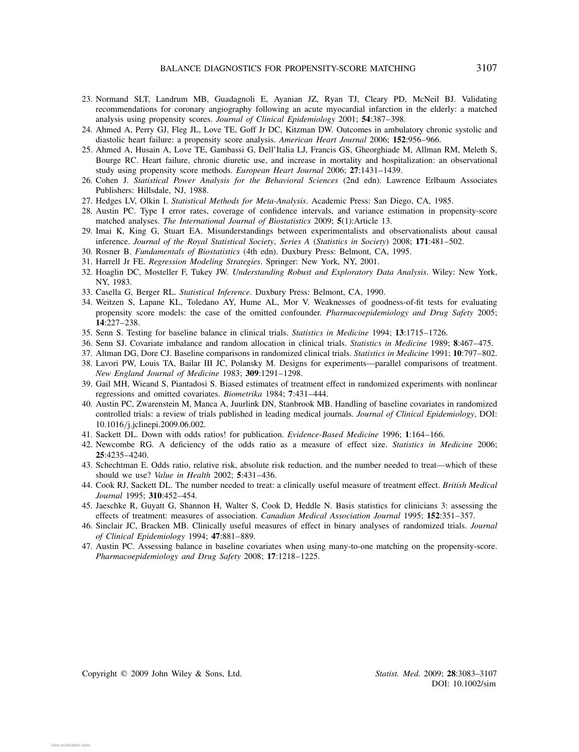23. Normand SLT, Landrum MB, Guadagnoli E, Ayanian JZ, Ryan TJ, Cleary PD, McNeil BJ. Validating recommendations for coronary angiography following an acute myocardial infarction in the elderly: a matched analysis using propensity scores. *Journal of Clinical Epidemiology* 2001; **54**:387–398.
24. Ahmed A, Perry GJ, Fleg JL, Love TE, Goff Jr DC, Kitzman DW. Outcomes in ambulatory chronic systolic and diastolic heart failure: a propensity score analysis. *American Heart Journal* 2006; **152**:956–966.
25. Ahmed A, Husain A, Love TE, Gambassi G, Dell'Italia LJ, Francis GS, Gheorghiade M, Allman RM, Meleth S, Bourge RC. Heart failure, chronic diuretic use, and increase in mortality and hospitalization: an observational study using propensity score methods. *European Heart Journal* 2006; **27**:1431–1439.
26. Cohen J. *Statistical Power Analysis for the Behavioral Sciences* (2nd edn). Lawrence Erlbaum Associates Publishers: Hillsdale, NJ, 1988.
27. Hedges LV, Olkin I. *Statistical Methods for Meta-Analysis*. Academic Press: San Diego, CA, 1985.
28. Austin PC. Type I error rates, coverage of confidence intervals, and variance estimation in propensity-score matched analyses. *The International Journal of Biostatistics* 2009; **5**(1):Article 13.
29. Imai K, King G, Stuart EA. Misunderstandings between experimentalists and observationalists about causal inference. *Journal of the Royal Statistical Society*, *Series A* (*Statistics in Society*) 2008; **171**:481–502.
30. Rosner B. *Fundamentals of Biostatistics* (4th edn). Duxbury Press: Belmont, CA, 1995.
31. Harrell Jr FE. *Regression Modeling Strategies*. Springer: New York, NY, 2001.
32. Hoaglin DC, Mosteller F, Tukey JW. *Understanding Robust and Exploratory Data Analysis*. Wiley: New York, NY, 1983.
33. Casella G, Berger RL. *Statistical Inference*. Duxbury Press: Belmont, CA, 1990.
34. Weitzen S, Lapane KL, Toledano AY, Hume AL, Mor V. Weaknesses of goodness-of-fit tests for evaluating propensity score models: the case of the omitted confounder. *Pharmacoepidemiology and Drug Safety* 2005; **14**:227–238.
35. Senn S. Testing for baseline balance in clinical trials. *Statistics in Medicine* 1994; **13**:1715–1726.
36. Senn SJ. Covariate imbalance and random allocation in clinical trials. *Statistics in Medicine* 1989; **8**:467–475.
37. Altman DG, Dore CJ. Baseline comparisons in randomized clinical trials. *Statistics in Medicine* 1991; **10**:797–802.
38. Lavori PW, Louis TA, Bailar III JC, Polansky M. Designs for experiments—parallel comparisons of treatment. *New England Journal of Medicine* 1983; **309**:1291–1298.
39. Gail MH, Wieand S, Piantadosi S. Biased estimates of treatment effect in randomized experiments with nonlinear regressions and omitted covariates. *Biometrika* 1984; **7**:431–444.
40. Austin PC, Zwarenstein M, Manca A, Juurlink DN, Stanbrook MB. Handling of baseline covariates in randomized controlled trials: a review of trials published in leading medical journals. *Journal of Clinical Epidemiology*, DOI: 10.1016/j.jclinepi.2009.06.002.
41. Sackett DL. Down with odds ratios! for publication. *Evidence-Based Medicine* 1996; **1**:164–166.
42. Newcombe RG. A deficiency of the odds ratio as a measure of effect size. *Statistics in Medicine* 2006; **25**:4235–4240.
43. Schechtman E. Odds ratio, relative risk, absolute risk reduction, and the number needed to treat—which of these should we use? *Value in Health* 2002; **5**:431–436.
44. Cook RJ, Sackett DL. The number needed to treat: a clinically useful measure of treatment effect. *British Medical Journal* 1995; **310**:452–454.
45. Jaeschke R, Guyatt G, Shannon H, Walter S, Cook D, Heddle N. Basis statistics for clinicians 3: assessing the effects of treatment: measures of association. *Canadian Medical Association Journal* 1995; **152**:351–357.
46. Sinclair JC, Bracken MB. Clinically useful measures of effect in binary analyses of randomized trials. *Journal of Clinical Epidemiology* 1994; **47**:881–889.
47. Austin PC. Assessing balance in baseline covariates when using many-to-one matching on the propensity-score. *Pharmacoepidemiology and Drug Safety* 2008; **17**:1218–1225.